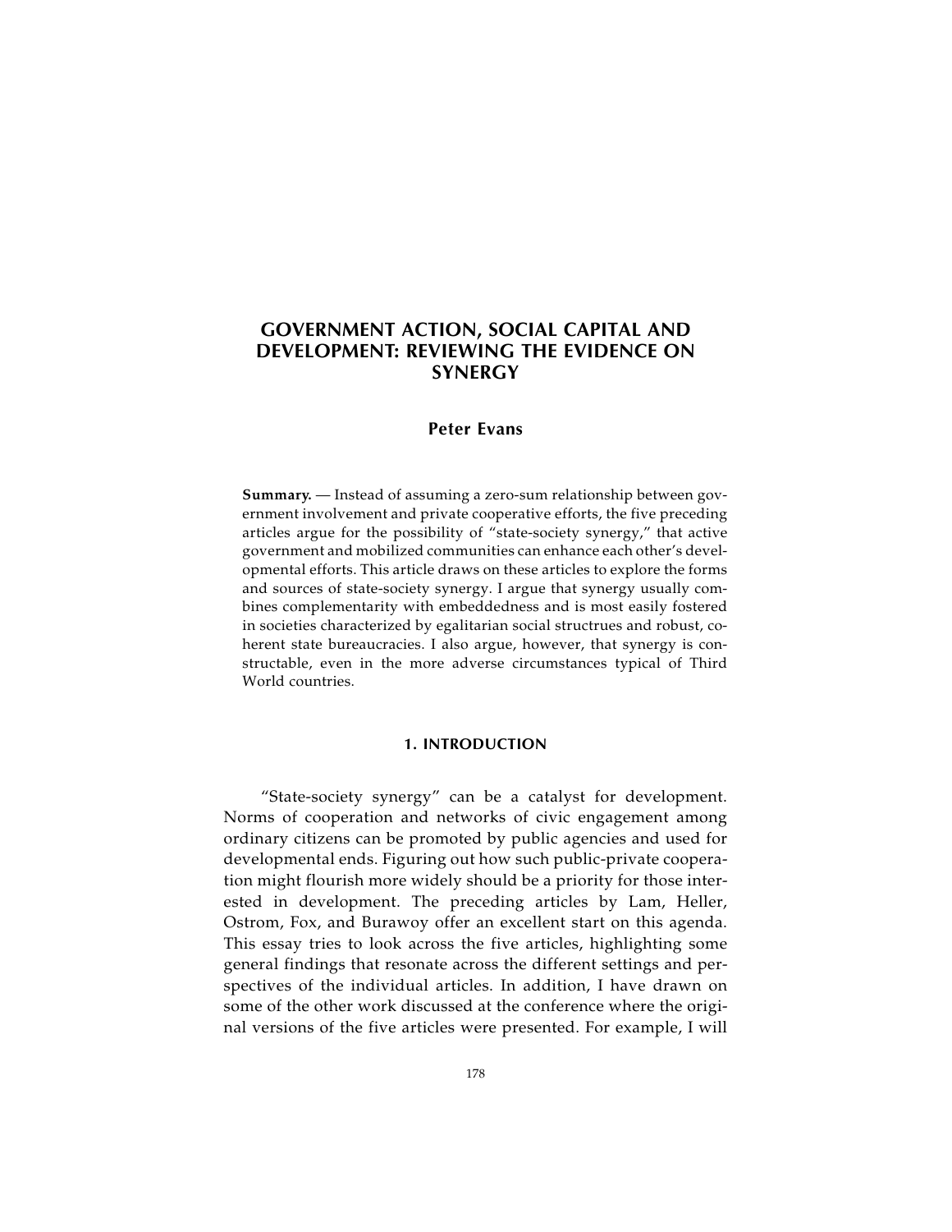# GOVERNMENT ACTION, SOCIAL CAPITAL AND DEVELOPMENT: REVIEWING THE EVIDENCE ON SYNERGY

**Peter Evans**

**Summary.** — Instead of assuming a zero-sum relationship between government involvement and private cooperative efforts, the five preceding articles argue for the possibility of "state-society synergy," that active government and mobilized communities can enhance each other's developmental efforts. This article draws on these articles to explore the forms and sources of state-society synergy. I argue that synergy usually combines complementarity with embeddedness and is most easily fostered in societies characterized by egalitarian social structrues and robust, coherent state bureaucracies. I also argue, however, that synergy is constructable, even in the more adverse circumstances typical of Third World countries.

## 1. INTRODUCTION

"State-society synergy" can be a catalyst for development. Norms of cooperation and networks of civic engagement among ordinary citizens can be promoted by public agencies and used for developmental ends. Figuring out how such public-private cooperation might flourish more widely should be a priority for those interested in development. The preceding articles by Lam, Heller, Ostrom, Fox, and Burawoy offer an excellent start on this agenda. This essay tries to look across the five articles, highlighting some general findings that resonate across the different settings and perspectives of the individual articles. In addition, I have drawn on some of the other work discussed at the conference where the original versions of the five articles were presented. For example, I will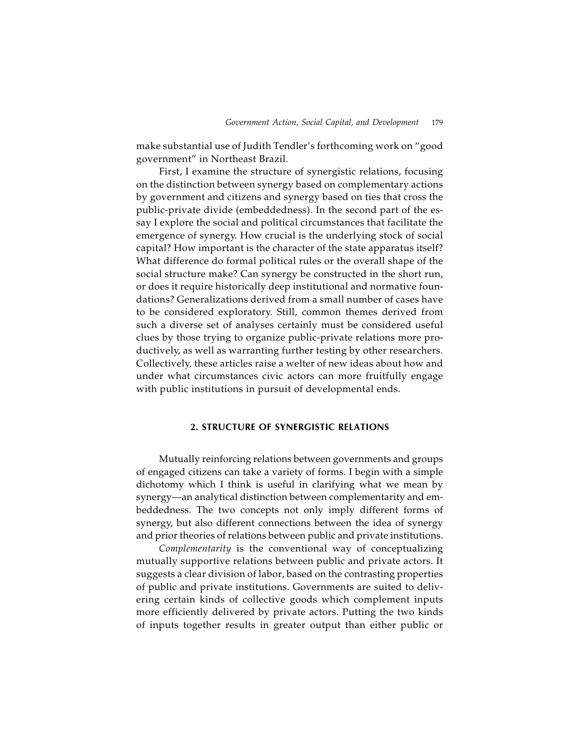make substantial use of Judith Tendler's forthcoming work on "good government" in Northeast Brazil.

First, I examine the structure of synergistic relations, focusing on the distinction between synergy based on complementary actions by government and citizens and synergy based on ties that cross the public-private divide (embeddedness). In the second part of the essay I explore the social and political circumstances that facilitate the emergence of synergy. How crucial is the underlying stock of social capital? How important is the character of the state apparatus itself? What difference do formal political rules or the overall shape of the social structure make? Can synergy be constructed in the short run, or does it require historically deep institutional and normative foundations? Generalizations derived from a small number of cases have to be considered exploratory. Still, common themes derived from such a diverse set of analyses certainly must be considered useful clues by those trying to organize public-private relations more productively, as well as warranting further testing by other researchers. Collectively, these articles raise a welter of new ideas about how and under what circumstances civic actors can more fruitfully engage with public institutions in pursuit of developmental ends.

## 2. STRUCTURE OF SYNERGISTIC RELATIONS

Mutually reinforcing relations between governments and groups of engaged citizens can take a variety of forms. I begin with a simple dichotomy which I think is useful in clarifying what we mean by synergy—an analytical distinction between complementarity and embeddedness. The two concepts not only imply different forms of synergy, but also different connections between the idea of synergy and prior theories of relations between public and private institutions.

*Complementarity* is the conventional way of conceptualizing mutually supportive relations between public and private actors. It suggests a clear division of labor, based on the contrasting properties of public and private institutions. Governments are suited to delivering certain kinds of collective goods which complement inputs more efficiently delivered by private actors. Putting the two kinds of inputs together results in greater output than either public or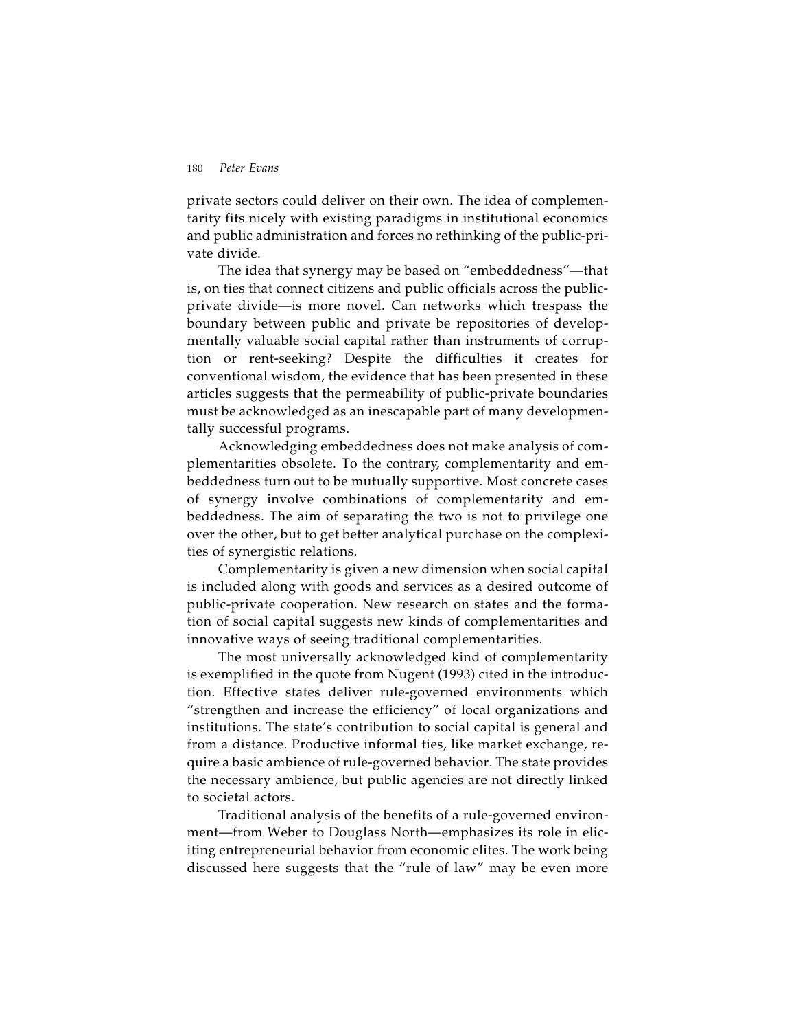private sectors could deliver on their own. The idea of complementarity fits nicely with existing paradigms in institutional economics and public administration and forces no rethinking of the public-private divide.

The idea that synergy may be based on "embeddedness"—that is, on ties that connect citizens and public officials across the public-private divide—is more novel. Can networks which trespass the boundary between public and private be repositories of developmentally valuable social capital rather than instruments of corruption or rent-seeking? Despite the difficulties it creates for conventional wisdom, the evidence that has been presented in these articles suggests that the permeability of public-private boundaries must be acknowledged as an inescapable part of many developmentally successful programs.

Acknowledging embeddedness does not make analysis of complementarities obsolete. To the contrary, complementarity and embeddedness turn out to be mutually supportive. Most concrete cases of synergy involve combinations of complementarity and embeddedness. The aim of separating the two is not to privilege one over the other, but to get better analytical purchase on the complexities of synergistic relations.

Complementarity is given a new dimension when social capital is included along with goods and services as a desired outcome of public-private cooperation. New research on states and the formation of social capital suggests new kinds of complementarities and innovative ways of seeing traditional complementarities.

The most universally acknowledged kind of complementarity is exemplified in the quote from Nugent (1993) cited in the introduction. Effective states deliver rule-governed environments which "strengthen and increase the efficiency" of local organizations and institutions. The state's contribution to social capital is general and from a distance. Productive informal ties, like market exchange, require a basic ambience of rule-governed behavior. The state provides the necessary ambience, but public agencies are not directly linked to societal actors.

Traditional analysis of the benefits of a rule-governed environment—from Weber to Douglass North—emphasizes its role in eliciting entrepreneurial behavior from economic elites. The work being discussed here suggests that the "rule of law" may be even more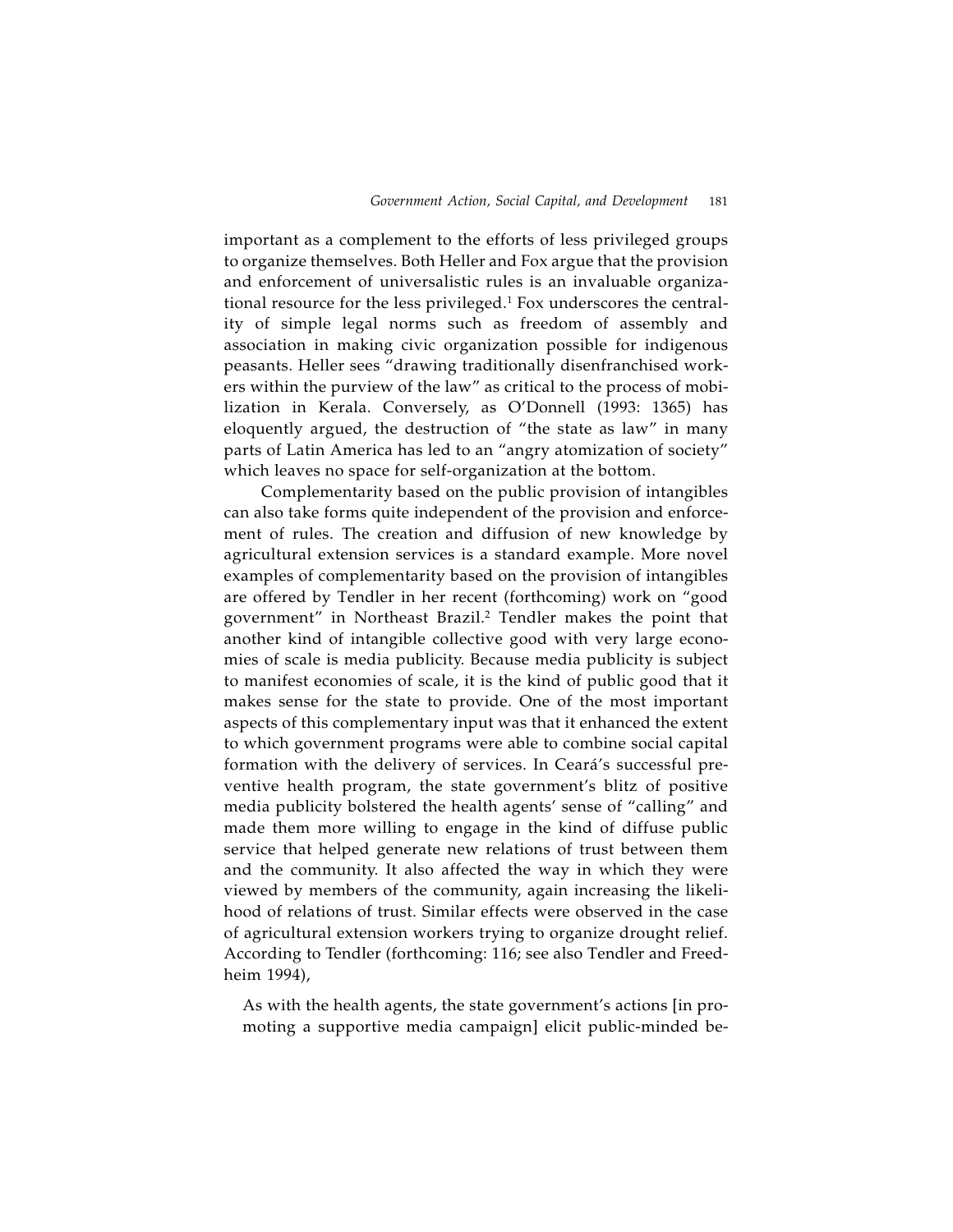important as a complement to the efforts of less privileged groups to organize themselves. Both Heller and Fox argue that the provision and enforcement of universalistic rules is an invaluable organizational resource for the less privileged.[1] Fox underscores the centrality of simple legal norms such as freedom of assembly and association in making civic organization possible for indigenous peasants. Heller sees "drawing traditionally disenfranchised workers within the purview of the law" as critical to the process of mobilization in Kerala. Conversely, as O'Donnell (1993: 1365) has eloquently argued, the destruction of "the state as law" in many parts of Latin America has led to an "angry atomization of society" which leaves no space for self-organization at the bottom.

Complementarity based on the public provision of intangibles can also take forms quite independent of the provision and enforcement of rules. The creation and diffusion of new knowledge by agricultural extension services is a standard example. More novel examples of complementarity based on the provision of intangibles are offered by Tendler in her recent (forthcoming) work on "good government" in Northeast Brazil.[2] Tendler makes the point that another kind of intangible collective good with very large economies of scale is media publicity. Because media publicity is subject to manifest economies of scale, it is the kind of public good that it makes sense for the state to provide. One of the most important aspects of this complementary input was that it enhanced the extent to which government programs were able to combine social capital formation with the delivery of services. In Ceará's successful preventive health program, the state government's blitz of positive media publicity bolstered the health agents' sense of "calling" and made them more willing to engage in the kind of diffuse public service that helped generate new relations of trust between them and the community. It also affected the way in which they were viewed by members of the community, again increasing the likelihood of relations of trust. Similar effects were observed in the case of agricultural extension workers trying to organize drought relief. According to Tendler (forthcoming: 116; see also Tendler and Freedheim 1994),

> As with the health agents, the state government's actions [in promoting a supportive media campaign] elicit public-minded be-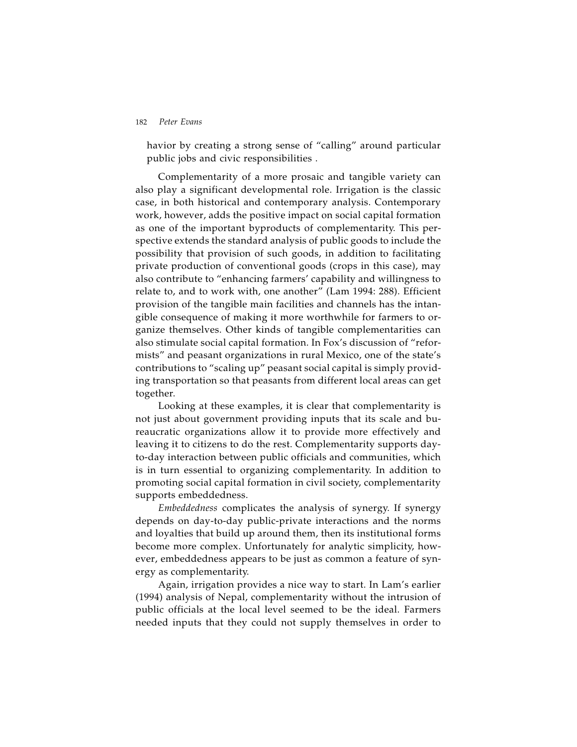havior by creating a strong sense of “calling” around particular public jobs and civic responsibilities .

Complementarity of a more prosaic and tangible variety can also play a significant developmental role. Irrigation is the classic case, in both historical and contemporary analysis. Contemporary work, however, adds the positive impact on social capital formation as one of the important byproducts of complementarity. This perspective extends the standard analysis of public goods to include the possibility that provision of such goods, in addition to facilitating private production of conventional goods (crops in this case), may also contribute to “enhancing farmers’ capability and willingness to relate to, and to work with, one another” (Lam 1994: 288). Efficient provision of the tangible main facilities and channels has the intangible consequence of making it more worthwhile for farmers to organize themselves. Other kinds of tangible complementarities can also stimulate social capital formation. In Fox’s discussion of “reformists” and peasant organizations in rural Mexico, one of the state’s contributions to “scaling up” peasant social capital is simply providing transportation so that peasants from different local areas can get together.

Looking at these examples, it is clear that complementarity is not just about government providing inputs that its scale and bureaucratic organizations allow it to provide more effectively and leaving it to citizens to do the rest. Complementarity supports day-to-day interaction between public officials and communities, which is in turn essential to organizing complementarity. In addition to promoting social capital formation in civil society, complementarity supports embeddedness.

*Embeddedness* complicates the analysis of synergy. If synergy depends on day-to-day public-private interactions and the norms and loyalties that build up around them, then its institutional forms become more complex. Unfortunately for analytic simplicity, however, embeddedness appears to be just as common a feature of synergy as complementarity.

Again, irrigation provides a nice way to start. In Lam’s earlier (1994) analysis of Nepal, complementarity without the intrusion of public officials at the local level seemed to be the ideal. Farmers needed inputs that they could not supply themselves in order to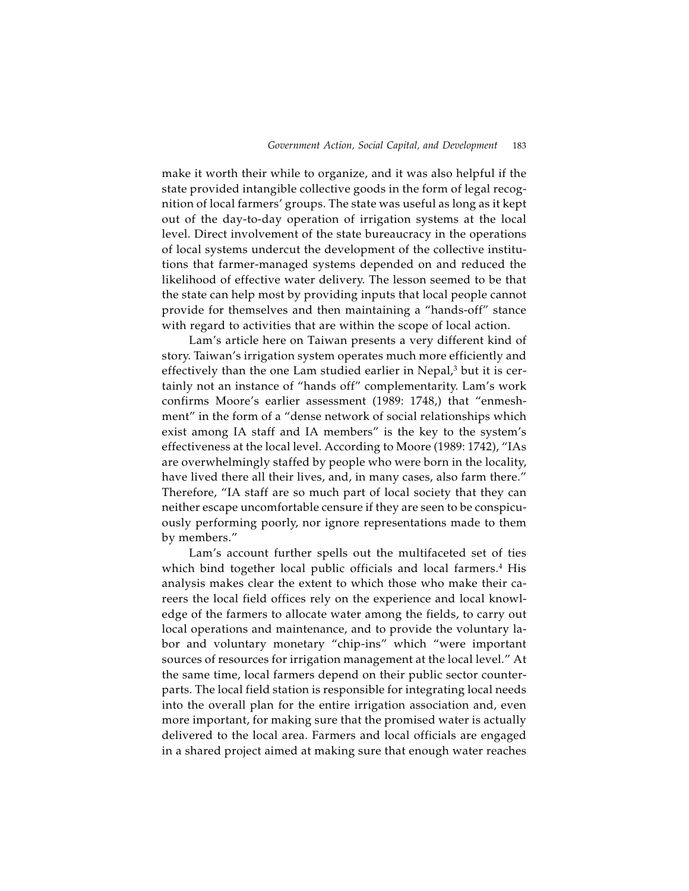make it worth their while to organize, and it was also helpful if the state provided intangible collective goods in the form of legal recognition of local farmers' groups. The state was useful as long as it kept out of the day-to-day operation of irrigation systems at the local level. Direct involvement of the state bureaucracy in the operations of local systems undercut the development of the collective institutions that farmer-managed systems depended on and reduced the likelihood of effective water delivery. The lesson seemed to be that the state can help most by providing inputs that local people cannot provide for themselves and then maintaining a "hands-off" stance with regard to activities that are within the scope of local action.

Lam's article here on Taiwan presents a very different kind of story. Taiwan's irrigation system operates much more efficiently and effectively than the one Lam studied earlier in Nepal,[3] but it is certainly not an instance of "hands off" complementarity. Lam's work confirms Moore's earlier assessment (1989: 1748,) that "enmeshment" in the form of a "dense network of social relationships which exist among IA staff and IA members" is the key to the system's effectiveness at the local level. According to Moore (1989: 1742), "IAs are overwhelmingly staffed by people who were born in the locality, have lived there all their lives, and, in many cases, also farm there." Therefore, "IA staff are so much part of local society that they can neither escape uncomfortable censure if they are seen to be conspicuously performing poorly, nor ignore representations made to them by members."

Lam's account further spells out the multifaceted set of ties which bind together local public officials and local farmers.[4] His analysis makes clear the extent to which those who make their careers the local field offices rely on the experience and local knowledge of the farmers to allocate water among the fields, to carry out local operations and maintenance, and to provide the voluntary labor and voluntary monetary "chip-ins" which "were important sources of resources for irrigation management at the local level." At the same time, local farmers depend on their public sector counterparts. The local field station is responsible for integrating local needs into the overall plan for the entire irrigation association and, even more important, for making sure that the promised water is actually delivered to the local area. Farmers and local officials are engaged in a shared project aimed at making sure that enough water reaches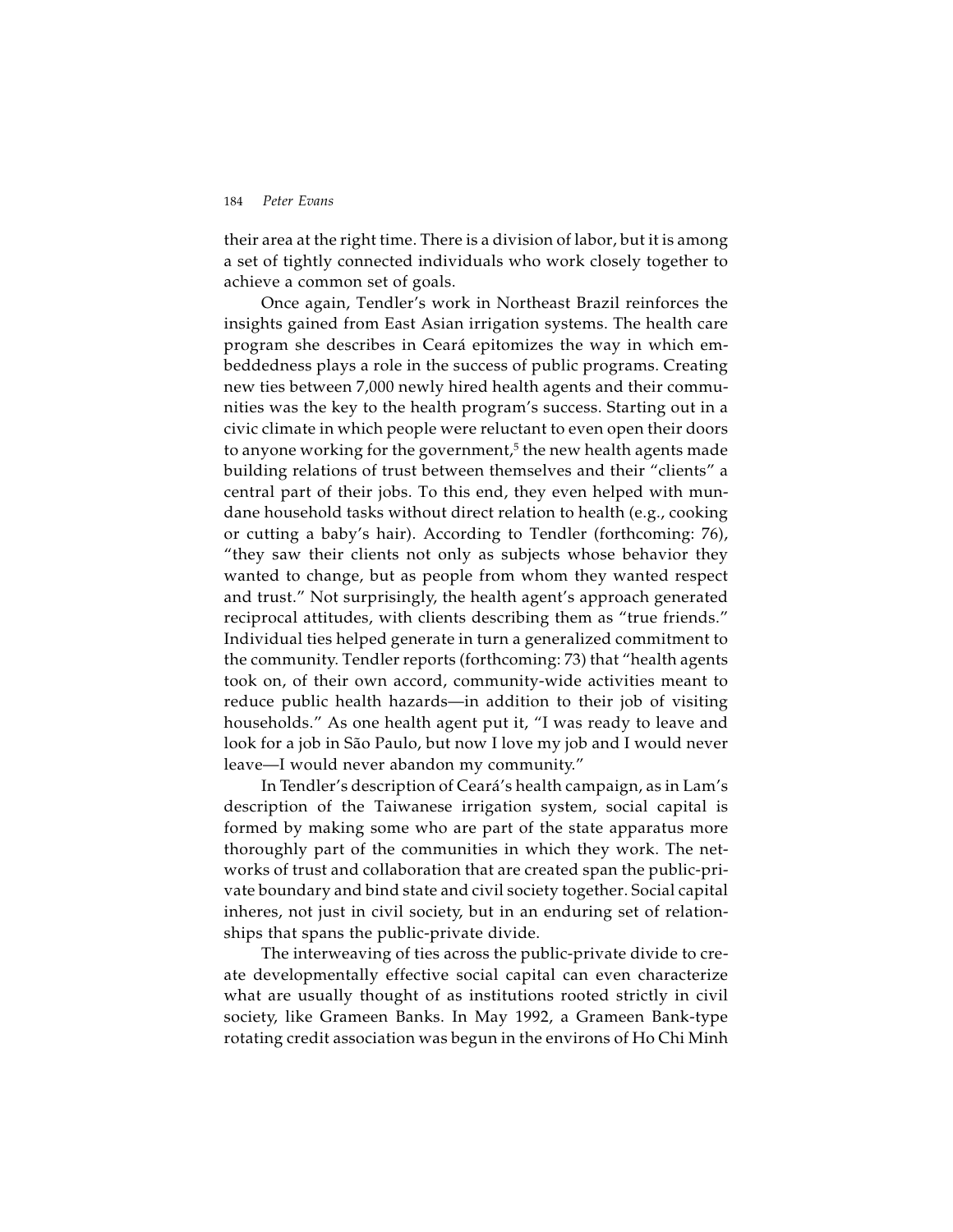their area at the right time. There is a division of labor, but it is among a set of tightly connected individuals who work closely together to achieve a common set of goals.

Once again, Tendler's work in Northeast Brazil reinforces the insights gained from East Asian irrigation systems. The health care program she describes in Ceará epitomizes the way in which embeddedness plays a role in the success of public programs. Creating new ties between 7,000 newly hired health agents and their communities was the key to the health program's success. Starting out in a civic climate in which people were reluctant to even open their doors to anyone working for the government,[5] the new health agents made building relations of trust between themselves and their "clients" a central part of their jobs. To this end, they even helped with mundane household tasks without direct relation to health (e.g., cooking or cutting a baby's hair). According to Tendler (forthcoming: 76), "they saw their clients not only as subjects whose behavior they wanted to change, but as people from whom they wanted respect and trust." Not surprisingly, the health agent's approach generated reciprocal attitudes, with clients describing them as "true friends." Individual ties helped generate in turn a generalized commitment to the community. Tendler reports (forthcoming: 73) that "health agents took on, of their own accord, community-wide activities meant to reduce public health hazards—in addition to their job of visiting households." As one health agent put it, "I was ready to leave and look for a job in São Paulo, but now I love my job and I would never leave—I would never abandon my community."

In Tendler's description of Ceará's health campaign, as in Lam's description of the Taiwanese irrigation system, social capital is formed by making some who are part of the state apparatus more thoroughly part of the communities in which they work. The networks of trust and collaboration that are created span the public-private boundary and bind state and civil society together. Social capital inheres, not just in civil society, but in an enduring set of relationships that spans the public-private divide.

The interweaving of ties across the public-private divide to create developmentally effective social capital can even characterize what are usually thought of as institutions rooted strictly in civil society, like Grameen Banks. In May 1992, a Grameen Bank-type rotating credit association was begun in the environs of Ho Chi Minh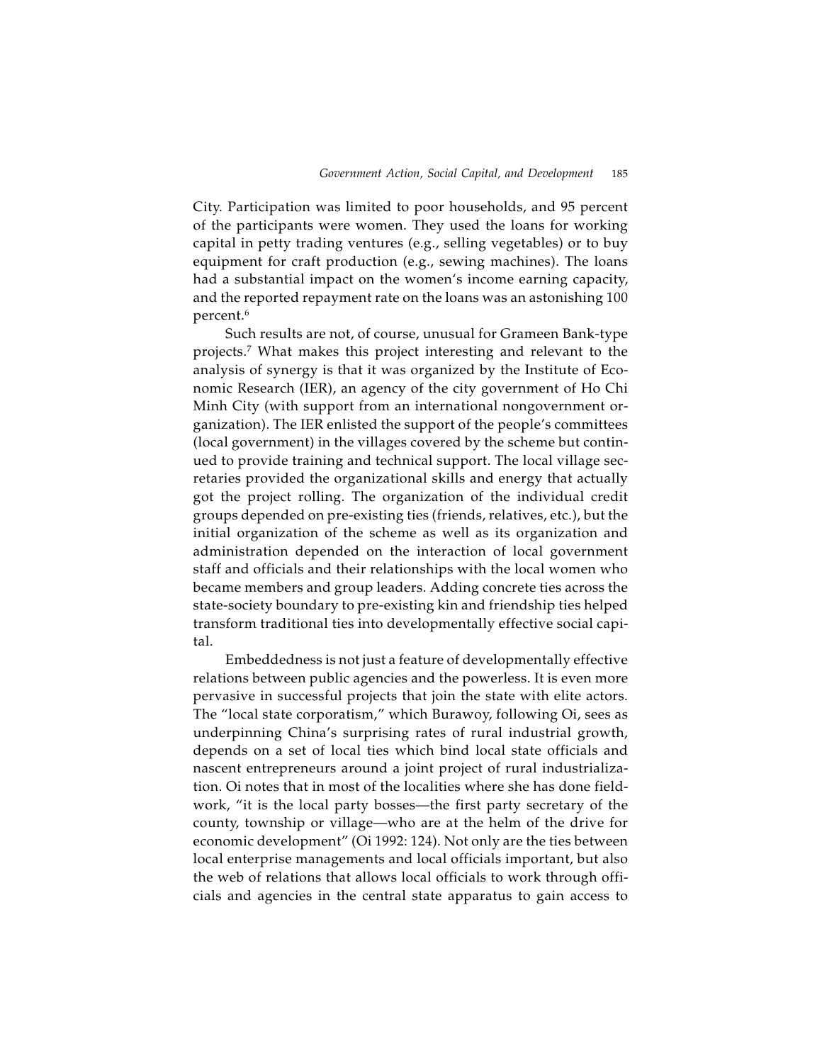City. Participation was limited to poor households, and 95 percent of the participants were women. They used the loans for working capital in petty trading ventures (e.g., selling vegetables) or to buy equipment for craft production (e.g., sewing machines). The loans had a substantial impact on the women's income earning capacity, and the reported repayment rate on the loans was an astonishing 100 percent.[6]

Such results are not, of course, unusual for Grameen Bank-type projects.[7] What makes this project interesting and relevant to the analysis of synergy is that it was organized by the Institute of Economic Research (IER), an agency of the city government of Ho Chi Minh City (with support from an international nongovernment organization). The IER enlisted the support of the people's committees (local government) in the villages covered by the scheme but continued to provide training and technical support. The local village secretaries provided the organizational skills and energy that actually got the project rolling. The organization of the individual credit groups depended on pre-existing ties (friends, relatives, etc.), but the initial organization of the scheme as well as its organization and administration depended on the interaction of local government staff and officials and their relationships with the local women who became members and group leaders. Adding concrete ties across the state-society boundary to pre-existing kin and friendship ties helped transform traditional ties into developmentally effective social capital.

Embeddedness is not just a feature of developmentally effective relations between public agencies and the powerless. It is even more pervasive in successful projects that join the state with elite actors. The "local state corporatism," which Burawoy, following Oi, sees as underpinning China's surprising rates of rural industrial growth, depends on a set of local ties which bind local state officials and nascent entrepreneurs around a joint project of rural industrialization. Oi notes that in most of the localities where she has done fieldwork, "it is the local party bosses—the first party secretary of the county, township or village—who are at the helm of the drive for economic development" (Oi 1992: 124). Not only are the ties between local enterprise managements and local officials important, but also the web of relations that allows local officials to work through officials and agencies in the central state apparatus to gain access to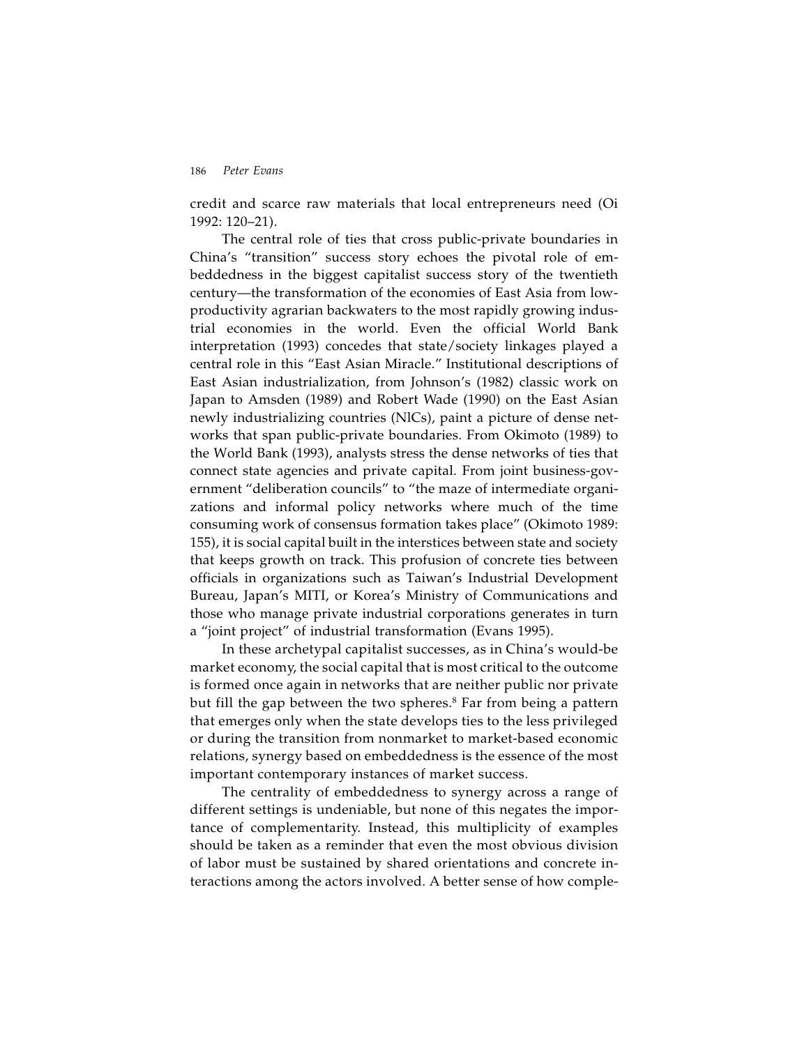credit and scarce raw materials that local entrepreneurs need (Oi 1992: 120–21).

The central role of ties that cross public-private boundaries in China's "transition" success story echoes the pivotal role of embeddedness in the biggest capitalist success story of the twentieth century—the transformation of the economies of East Asia from low-productivity agrarian backwaters to the most rapidly growing industrial economies in the world. Even the official World Bank interpretation (1993) concedes that state/society linkages played a central role in this "East Asian Miracle." Institutional descriptions of East Asian industrialization, from Johnson's (1982) classic work on Japan to Amsden (1989) and Robert Wade (1990) on the East Asian newly industrializing countries (NICs), paint a picture of dense networks that span public-private boundaries. From Okimoto (1989) to the World Bank (1993), analysts stress the dense networks of ties that connect state agencies and private capital. From joint business-government "deliberation councils" to "the maze of intermediate organizations and informal policy networks where much of the time consuming work of consensus formation takes place" (Okimoto 1989: 155), it is social capital built in the interstices between state and society that keeps growth on track. This profusion of concrete ties between officials in organizations such as Taiwan's Industrial Development Bureau, Japan's MITI, or Korea's Ministry of Communications and those who manage private industrial corporations generates in turn a "joint project" of industrial transformation (Evans 1995).

In these archetypal capitalist successes, as in China's would-be market economy, the social capital that is most critical to the outcome is formed once again in networks that are neither public nor private but fill the gap between the two spheres.[8] Far from being a pattern that emerges only when the state develops ties to the less privileged or during the transition from nonmarket to market-based economic relations, synergy based on embeddedness is the essence of the most important contemporary instances of market success.

The centrality of embeddedness to synergy across a range of different settings is undeniable, but none of this negates the importance of complementarity. Instead, this multiplicity of examples should be taken as a reminder that even the most obvious division of labor must be sustained by shared orientations and concrete interactions among the actors involved. A better sense of how comple-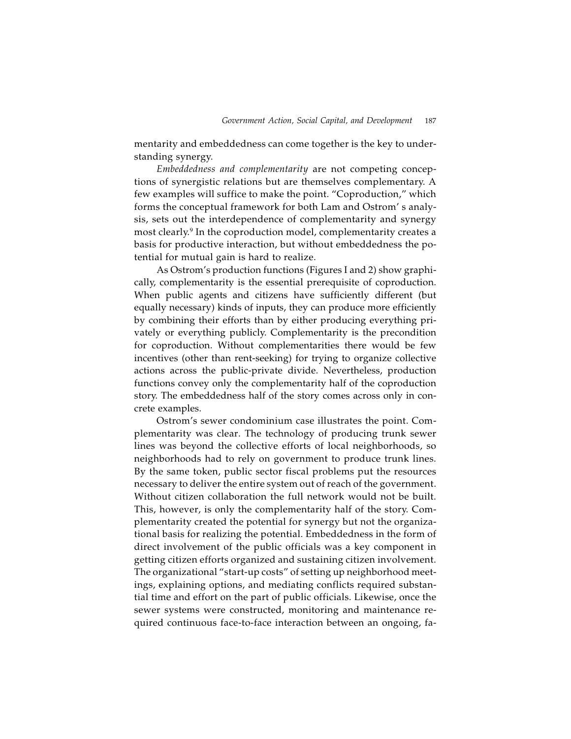mentarity and embeddedness can come together is the key to understanding synergy.

*Embeddedness and complementarity* are not competing conceptions of synergistic relations but are themselves complementary. A few examples will suffice to make the point. "Coproduction," which forms the conceptual framework for both Lam and Ostrom' s analysis, sets out the interdependence of complementarity and synergy most clearly.[9] In the coproduction model, complementarity creates a basis for productive interaction, but without embeddedness the potential for mutual gain is hard to realize.

As Ostrom's production functions (Figures I and 2) show graphically, complementarity is the essential prerequisite of coproduction. When public agents and citizens have sufficiently different (but equally necessary) kinds of inputs, they can produce more efficiently by combining their efforts than by either producing everything privately or everything publicly. Complementarity is the precondition for coproduction. Without complementarities there would be few incentives (other than rent-seeking) for trying to organize collective actions across the public-private divide. Nevertheless, production functions convey only the complementarity half of the coproduction story. The embeddedness half of the story comes across only in concrete examples.

Ostrom's sewer condominium case illustrates the point. Complementarity was clear. The technology of producing trunk sewer lines was beyond the collective efforts of local neighborhoods, so neighborhoods had to rely on government to produce trunk lines. By the same token, public sector fiscal problems put the resources necessary to deliver the entire system out of reach of the government. Without citizen collaboration the full network would not be built. This, however, is only the complementarity half of the story. Complementarity created the potential for synergy but not the organizational basis for realizing the potential. Embeddedness in the form of direct involvement of the public officials was a key component in getting citizen efforts organized and sustaining citizen involvement. The organizational "start-up costs" of setting up neighborhood meetings, explaining options, and mediating conflicts required substantial time and effort on the part of public officials. Likewise, once the sewer systems were constructed, monitoring and maintenance required continuous face-to-face interaction between an ongoing, fa-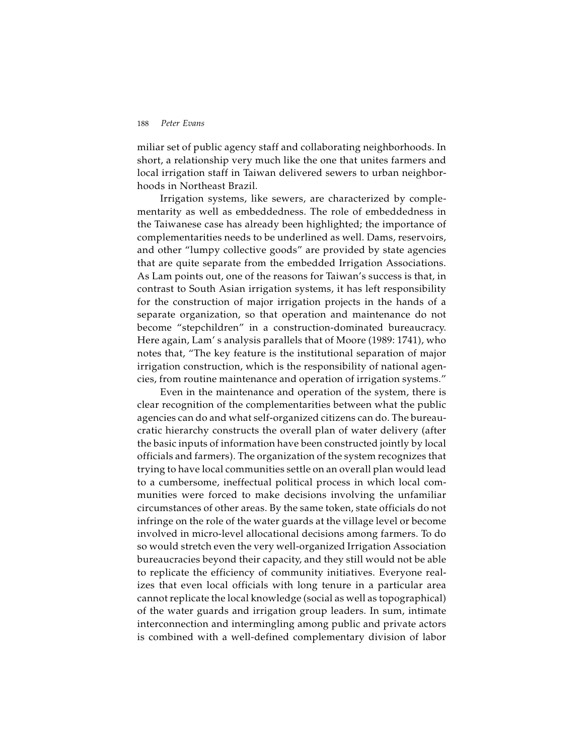miliar set of public agency staff and collaborating neighborhoods. In short, a relationship very much like the one that unites farmers and local irrigation staff in Taiwan delivered sewers to urban neighborhoods in Northeast Brazil.

Irrigation systems, like sewers, are characterized by complementarity as well as embeddedness. The role of embeddedness in the Taiwanese case has already been highlighted; the importance of complementarities needs to be underlined as well. Dams, reservoirs, and other "lumpy collective goods" are provided by state agencies that are quite separate from the embedded Irrigation Associations. As Lam points out, one of the reasons for Taiwan's success is that, in contrast to South Asian irrigation systems, it has left responsibility for the construction of major irrigation projects in the hands of a separate organization, so that operation and maintenance do not become "stepchildren" in a construction-dominated bureaucracy. Here again, Lam' s analysis parallels that of Moore (1989: 1741), who notes that, "The key feature is the institutional separation of major irrigation construction, which is the responsibility of national agencies, from routine maintenance and operation of irrigation systems."

Even in the maintenance and operation of the system, there is clear recognition of the complementarities between what the public agencies can do and what self-organized citizens can do. The bureaucratic hierarchy constructs the overall plan of water delivery (after the basic inputs of information have been constructed jointly by local officials and farmers). The organization of the system recognizes that trying to have local communities settle on an overall plan would lead to a cumbersome, ineffectual political process in which local communities were forced to make decisions involving the unfamiliar circumstances of other areas. By the same token, state officials do not infringe on the role of the water guards at the village level or become involved in micro-level allocational decisions among farmers. To do so would stretch even the very well-organized Irrigation Association bureaucracies beyond their capacity, and they still would not be able to replicate the efficiency of community initiatives. Everyone realizes that even local officials with long tenure in a particular area cannot replicate the local knowledge (social as well as topographical) of the water guards and irrigation group leaders. In sum, intimate interconnection and intermingling among public and private actors is combined with a well-defined complementary division of labor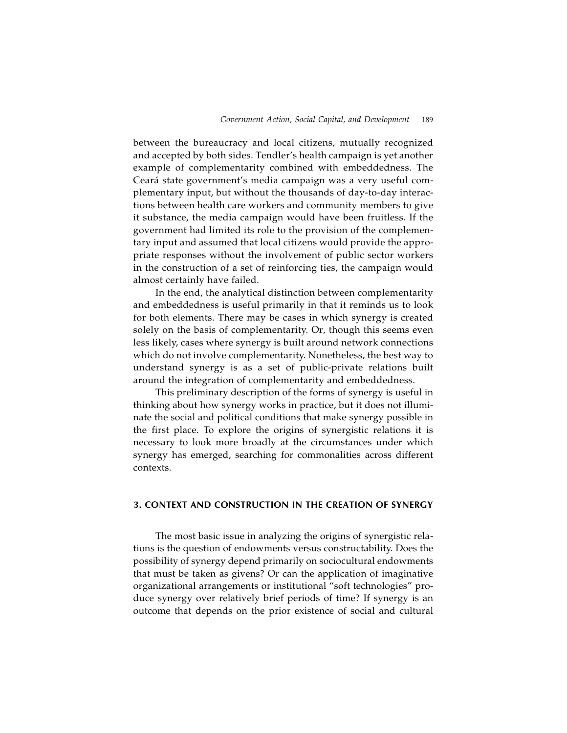between the bureaucracy and local citizens, mutually recognized and accepted by both sides. Tendler's health campaign is yet another example of complementarity combined with embeddedness. The Ceará state government's media campaign was a very useful complementary input, but without the thousands of day-to-day interactions between health care workers and community members to give it substance, the media campaign would have been fruitless. If the government had limited its role to the provision of the complementary input and assumed that local citizens would provide the appropriate responses without the involvement of public sector workers in the construction of a set of reinforcing ties, the campaign would almost certainly have failed.

In the end, the analytical distinction between complementarity and embeddedness is useful primarily in that it reminds us to look for both elements. There may be cases in which synergy is created solely on the basis of complementarity. Or, though this seems even less likely, cases where synergy is built around network connections which do not involve complementarity. Nonetheless, the best way to understand synergy is as a set of public-private relations built around the integration of complementarity and embeddedness.

This preliminary description of the forms of synergy is useful in thinking about how synergy works in practice, but it does not illuminate the social and political conditions that make synergy possible in the first place. To explore the origins of synergistic relations it is necessary to look more broadly at the circumstances under which synergy has emerged, searching for commonalities across different contexts.

## 3. CONTEXT AND CONSTRUCTION IN THE CREATION OF SYNERGY

The most basic issue in analyzing the origins of synergistic relations is the question of endowments versus constructability. Does the possibility of synergy depend primarily on sociocultural endowments that must be taken as givens? Or can the application of imaginative organizational arrangements or institutional "soft technologies" produce synergy over relatively brief periods of time? If synergy is an outcome that depends on the prior existence of social and cultural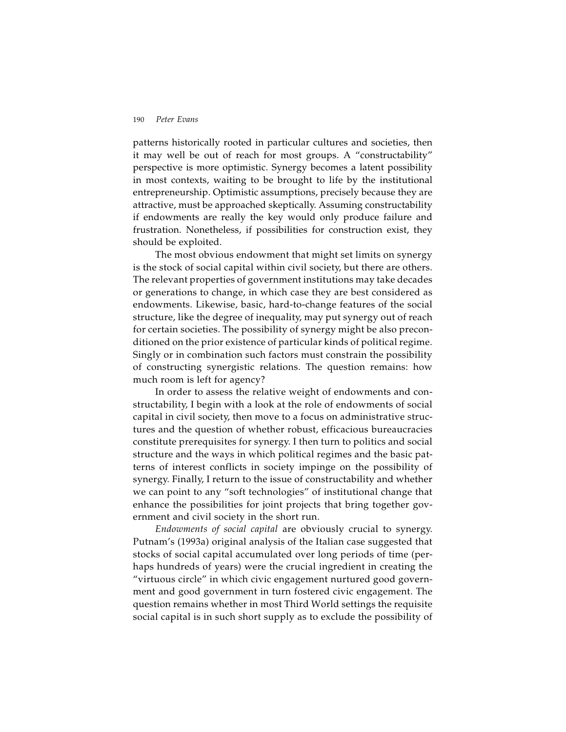patterns historically rooted in particular cultures and societies, then it may well be out of reach for most groups. A "constructability" perspective is more optimistic. Synergy becomes a latent possibility in most contexts, waiting to be brought to life by the institutional entrepreneurship. Optimistic assumptions, precisely because they are attractive, must be approached skeptically. Assuming constructability if endowments are really the key would only produce failure and frustration. Nonetheless, if possibilities for construction exist, they should be exploited.

The most obvious endowment that might set limits on synergy is the stock of social capital within civil society, but there are others. The relevant properties of government institutions may take decades or generations to change, in which case they are best considered as endowments. Likewise, basic, hard-to-change features of the social structure, like the degree of inequality, may put synergy out of reach for certain societies. The possibility of synergy might be also preconditioned on the prior existence of particular kinds of political regime. Singly or in combination such factors must constrain the possibility of constructing synergistic relations. The question remains: how much room is left for agency?

In order to assess the relative weight of endowments and constructability, I begin with a look at the role of endowments of social capital in civil society, then move to a focus on administrative structures and the question of whether robust, efficacious bureaucracies constitute prerequisites for synergy. I then turn to politics and social structure and the ways in which political regimes and the basic patterns of interest conflicts in society impinge on the possibility of synergy. Finally, I return to the issue of constructability and whether we can point to any "soft technologies" of institutional change that enhance the possibilities for joint projects that bring together government and civil society in the short run.

*Endowments of social capital* are obviously crucial to synergy. Putnam's (1993a) original analysis of the Italian case suggested that stocks of social capital accumulated over long periods of time (perhaps hundreds of years) were the crucial ingredient in creating the "virtuous circle" in which civic engagement nurtured good government and good government in turn fostered civic engagement. The question remains whether in most Third World settings the requisite social capital is in such short supply as to exclude the possibility of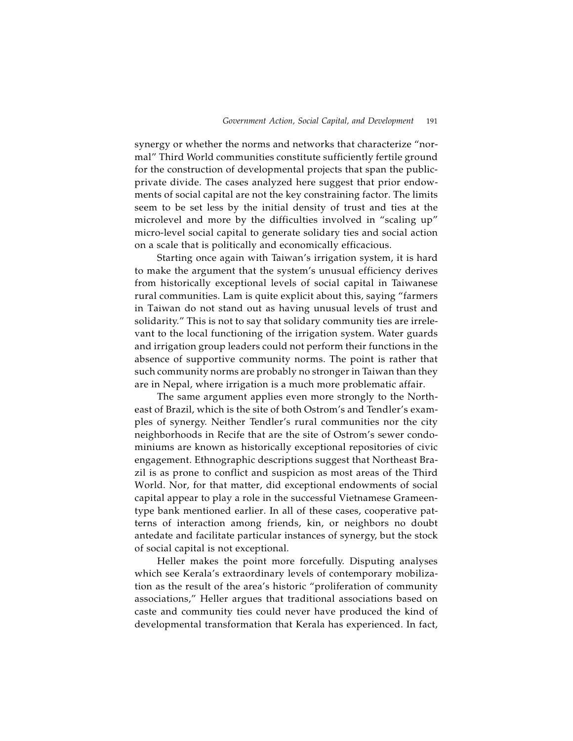synergy or whether the norms and networks that characterize "normal" Third World communities constitute sufficiently fertile ground for the construction of developmental projects that span the public-private divide. The cases analyzed here suggest that prior endowments of social capital are not the key constraining factor. The limits seem to be set less by the initial density of trust and ties at the microlevel and more by the difficulties involved in "scaling up" micro-level social capital to generate solidary ties and social action on a scale that is politically and economically efficacious.

Starting once again with Taiwan's irrigation system, it is hard to make the argument that the system's unusual efficiency derives from historically exceptional levels of social capital in Taiwanese rural communities. Lam is quite explicit about this, saying "farmers in Taiwan do not stand out as having unusual levels of trust and solidarity." This is not to say that solidary community ties are irrelevant to the local functioning of the irrigation system. Water guards and irrigation group leaders could not perform their functions in the absence of supportive community norms. The point is rather that such community norms are probably no stronger in Taiwan than they are in Nepal, where irrigation is a much more problematic affair.

The same argument applies even more strongly to the Northeast of Brazil, which is the site of both Ostrom's and Tendler's examples of synergy. Neither Tendler's rural communities nor the city neighborhoods in Recife that are the site of Ostrom's sewer condominiums are known as historically exceptional repositories of civic engagement. Ethnographic descriptions suggest that Northeast Brazil is as prone to conflict and suspicion as most areas of the Third World. Nor, for that matter, did exceptional endowments of social capital appear to play a role in the successful Vietnamese Grameen-type bank mentioned earlier. In all of these cases, cooperative patterns of interaction among friends, kin, or neighbors no doubt antedate and facilitate particular instances of synergy, but the stock of social capital is not exceptional.

Heller makes the point more forcefully. Disputing analyses which see Kerala's extraordinary levels of contemporary mobilization as the result of the area's historic "proliferation of community associations," Heller argues that traditional associations based on caste and community ties could never have produced the kind of developmental transformation that Kerala has experienced. In fact,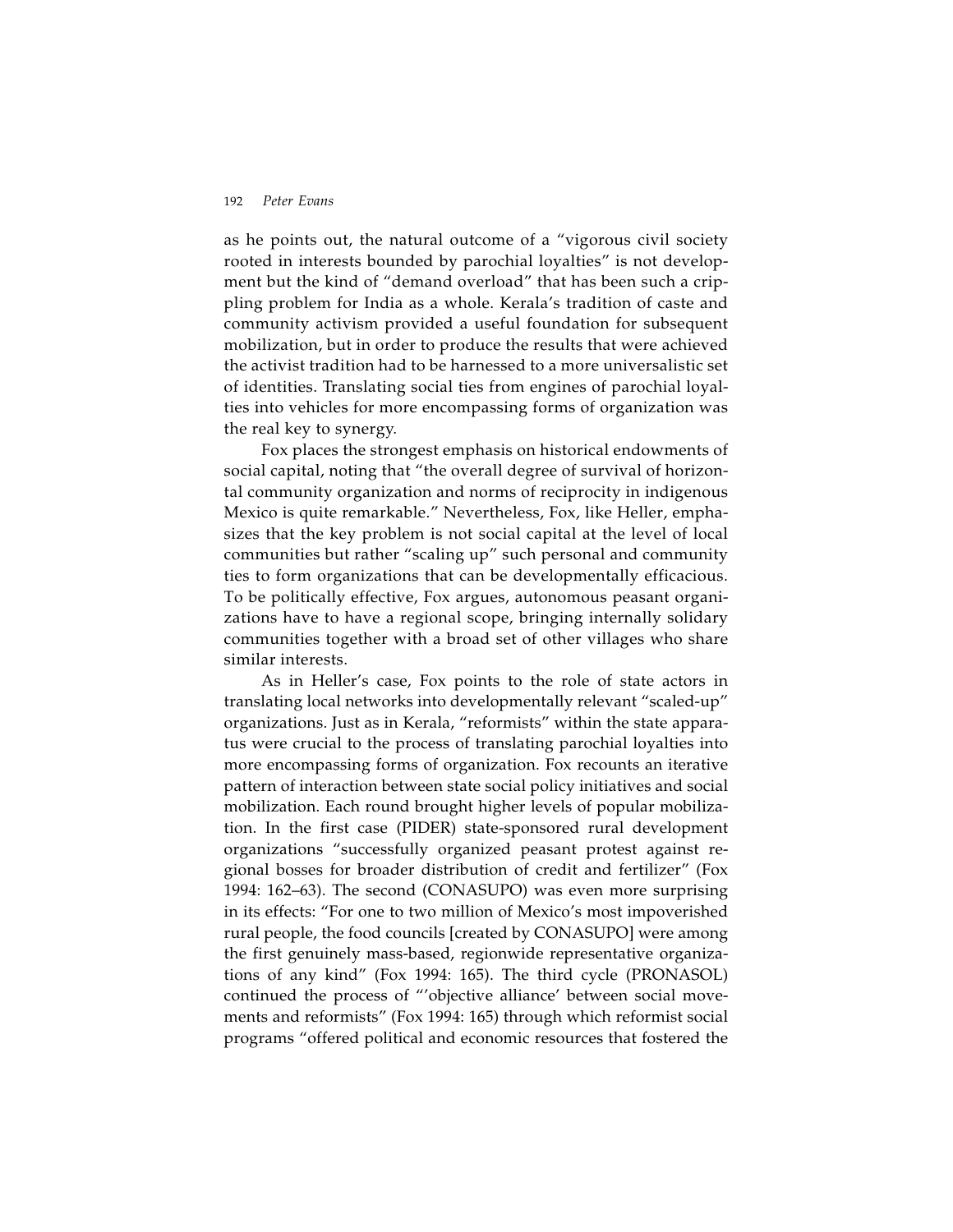as he points out, the natural outcome of a "vigorous civil society rooted in interests bounded by parochial loyalties" is not development but the kind of "demand overload" that has been such a crippling problem for India as a whole. Kerala's tradition of caste and community activism provided a useful foundation for subsequent mobilization, but in order to produce the results that were achieved the activist tradition had to be harnessed to a more universalistic set of identities. Translating social ties from engines of parochial loyalties into vehicles for more encompassing forms of organization was the real key to synergy.

Fox places the strongest emphasis on historical endowments of social capital, noting that "the overall degree of survival of horizontal community organization and norms of reciprocity in indigenous Mexico is quite remarkable." Nevertheless, Fox, like Heller, emphasizes that the key problem is not social capital at the level of local communities but rather "scaling up" such personal and community ties to form organizations that can be developmentally efficacious. To be politically effective, Fox argues, autonomous peasant organizations have to have a regional scope, bringing internally solidary communities together with a broad set of other villages who share similar interests.

As in Heller's case, Fox points to the role of state actors in translating local networks into developmentally relevant "scaled-up" organizations. Just as in Kerala, "reformists" within the state apparatus were crucial to the process of translating parochial loyalties into more encompassing forms of organization. Fox recounts an iterative pattern of interaction between state social policy initiatives and social mobilization. Each round brought higher levels of popular mobilization. In the first case (PIDER) state-sponsored rural development organizations "successfully organized peasant protest against regional bosses for broader distribution of credit and fertilizer" (Fox 1994: 162–63). The second (CONASUPO) was even more surprising in its effects: "For one to two million of Mexico's most impoverished rural people, the food councils [created by CONASUPO] were among the first genuinely mass-based, regionwide representative organizations of any kind" (Fox 1994: 165). The third cycle (PRONASOL) continued the process of "'objective alliance' between social movements and reformists" (Fox 1994: 165) through which reformist social programs "offered political and economic resources that fostered the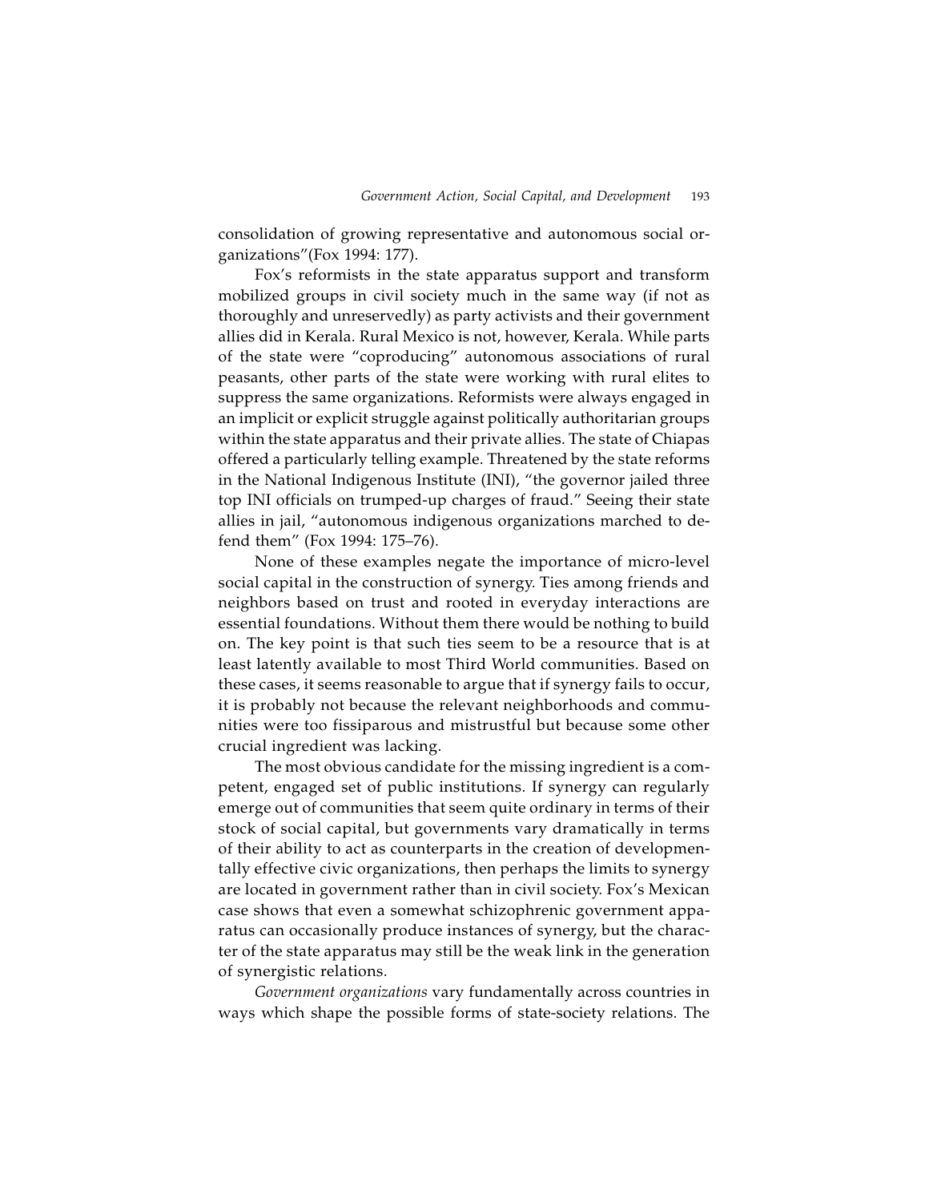consolidation of growing representative and autonomous social organizations"(Fox 1994: 177).

Fox's reformists in the state apparatus support and transform mobilized groups in civil society much in the same way (if not as thoroughly and unreservedly) as party activists and their government allies did in Kerala. Rural Mexico is not, however, Kerala. While parts of the state were "coproducing" autonomous associations of rural peasants, other parts of the state were working with rural elites to suppress the same organizations. Reformists were always engaged in an implicit or explicit struggle against politically authoritarian groups within the state apparatus and their private allies. The state of Chiapas offered a particularly telling example. Threatened by the state reforms in the National Indigenous Institute (INI), "the governor jailed three top INI officials on trumped-up charges of fraud." Seeing their state allies in jail, "autonomous indigenous organizations marched to defend them" (Fox 1994: 175–76).

None of these examples negate the importance of micro-level social capital in the construction of synergy. Ties among friends and neighbors based on trust and rooted in everyday interactions are essential foundations. Without them there would be nothing to build on. The key point is that such ties seem to be a resource that is at least latently available to most Third World communities. Based on these cases, it seems reasonable to argue that if synergy fails to occur, it is probably not because the relevant neighborhoods and communities were too fissiparous and mistrustful but because some other crucial ingredient was lacking.

The most obvious candidate for the missing ingredient is a competent, engaged set of public institutions. If synergy can regularly emerge out of communities that seem quite ordinary in terms of their stock of social capital, but governments vary dramatically in terms of their ability to act as counterparts in the creation of developmentally effective civic organizations, then perhaps the limits to synergy are located in government rather than in civil society. Fox's Mexican case shows that even a somewhat schizophrenic government apparatus can occasionally produce instances of synergy, but the character of the state apparatus may still be the weak link in the generation of synergistic relations.

*Government organizations* vary fundamentally across countries in ways which shape the possible forms of state-society relations. The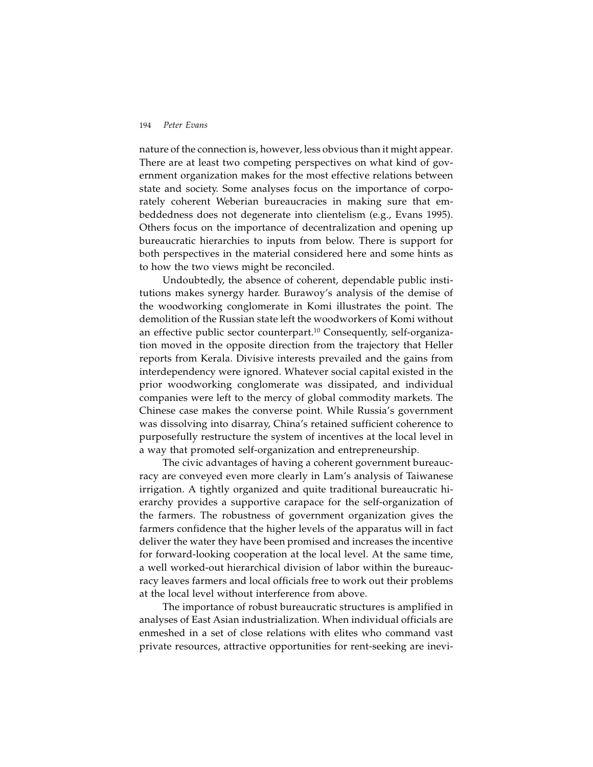nature of the connection is, however, less obvious than it might appear. There are at least two competing perspectives on what kind of government organization makes for the most effective relations between state and society. Some analyses focus on the importance of corporately coherent Weberian bureaucracies in making sure that embeddedness does not degenerate into clientelism (e.g., Evans 1995). Others focus on the importance of decentralization and opening up bureaucratic hierarchies to inputs from below. There is support for both perspectives in the material considered here and some hints as to how the two views might be reconciled.

Undoubtedly, the absence of coherent, dependable public institutions makes synergy harder. Burawoy's analysis of the demise of the woodworking conglomerate in Komi illustrates the point. The demolition of the Russian state left the woodworkers of Komi without an effective public sector counterpart.[10] Consequently, self-organization moved in the opposite direction from the trajectory that Heller reports from Kerala. Divisive interests prevailed and the gains from interdependency were ignored. Whatever social capital existed in the prior woodworking conglomerate was dissipated, and individual companies were left to the mercy of global commodity markets. The Chinese case makes the converse point. While Russia's government was dissolving into disarray, China's retained sufficient coherence to purposefully restructure the system of incentives at the local level in a way that promoted self-organization and entrepreneurship.

The civic advantages of having a coherent government bureaucracy are conveyed even more clearly in Lam's analysis of Taiwanese irrigation. A tightly organized and quite traditional bureaucratic hierarchy provides a supportive carapace for the self-organization of the farmers. The robustness of government organization gives the farmers confidence that the higher levels of the apparatus will in fact deliver the water they have been promised and increases the incentive for forward-looking cooperation at the local level. At the same time, a well worked-out hierarchical division of labor within the bureaucracy leaves farmers and local officials free to work out their problems at the local level without interference from above.

The importance of robust bureaucratic structures is amplified in analyses of East Asian industrialization. When individual officials are enmeshed in a set of close relations with elites who command vast private resources, attractive opportunities for rent-seeking are inevi-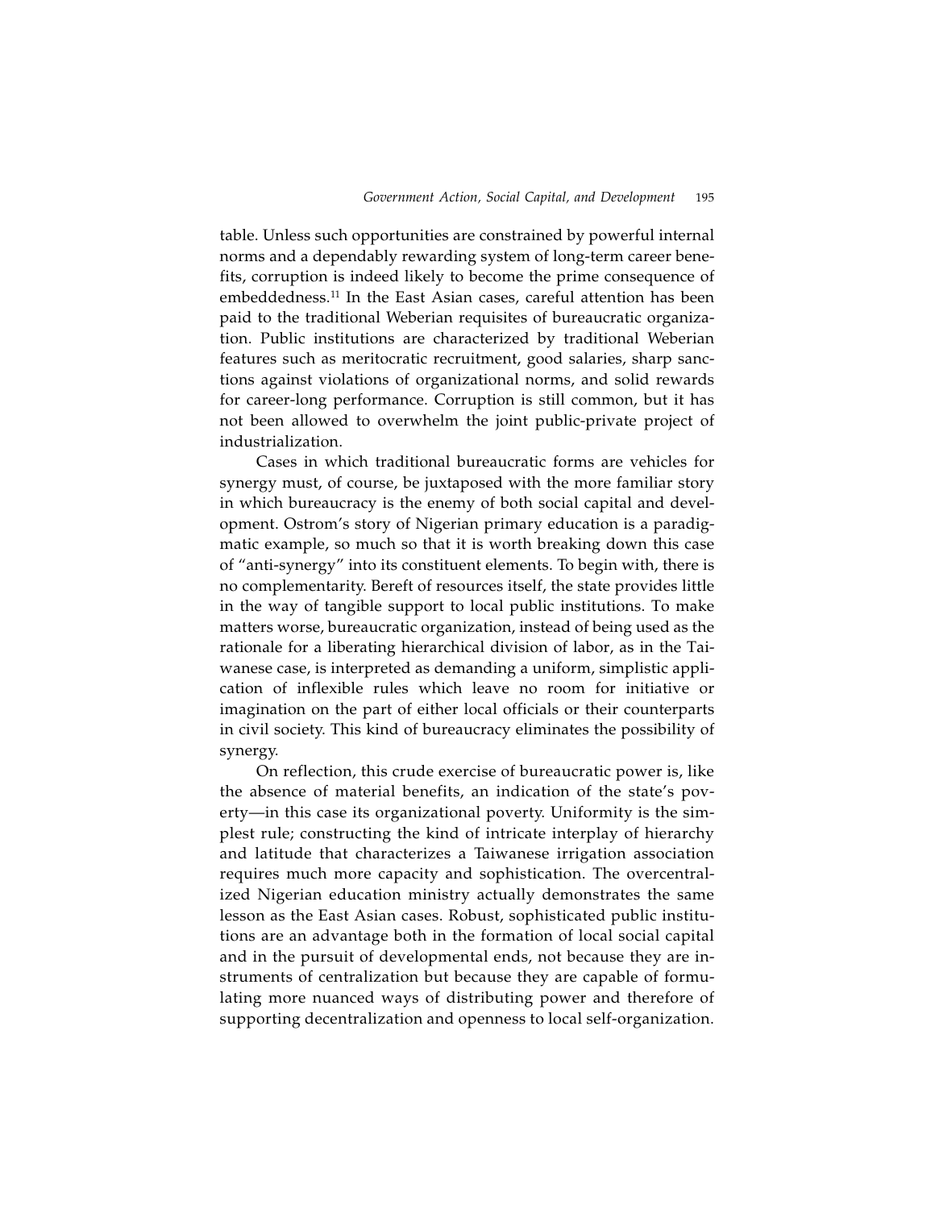table. Unless such opportunities are constrained by powerful internal norms and a dependably rewarding system of long-term career benefits, corruption is indeed likely to become the prime consequence of embeddedness.[11] In the East Asian cases, careful attention has been paid to the traditional Weberian requisites of bureaucratic organization. Public institutions are characterized by traditional Weberian features such as meritocratic recruitment, good salaries, sharp sanctions against violations of organizational norms, and solid rewards for career-long performance. Corruption is still common, but it has not been allowed to overwhelm the joint public-private project of industrialization.

Cases in which traditional bureaucratic forms are vehicles for synergy must, of course, be juxtaposed with the more familiar story in which bureaucracy is the enemy of both social capital and development. Ostrom's story of Nigerian primary education is a paradigmatic example, so much so that it is worth breaking down this case of "anti-synergy" into its constituent elements. To begin with, there is no complementarity. Bereft of resources itself, the state provides little in the way of tangible support to local public institutions. To make matters worse, bureaucratic organization, instead of being used as the rationale for a liberating hierarchical division of labor, as in the Taiwanese case, is interpreted as demanding a uniform, simplistic application of inflexible rules which leave no room for initiative or imagination on the part of either local officials or their counterparts in civil society. This kind of bureaucracy eliminates the possibility of synergy.

On reflection, this crude exercise of bureaucratic power is, like the absence of material benefits, an indication of the state's poverty—in this case its organizational poverty. Uniformity is the simplest rule; constructing the kind of intricate interplay of hierarchy and latitude that characterizes a Taiwanese irrigation association requires much more capacity and sophistication. The overcentralized Nigerian education ministry actually demonstrates the same lesson as the East Asian cases. Robust, sophisticated public institutions are an advantage both in the formation of local social capital and in the pursuit of developmental ends, not because they are instruments of centralization but because they are capable of formulating more nuanced ways of distributing power and therefore of supporting decentralization and openness to local self-organization.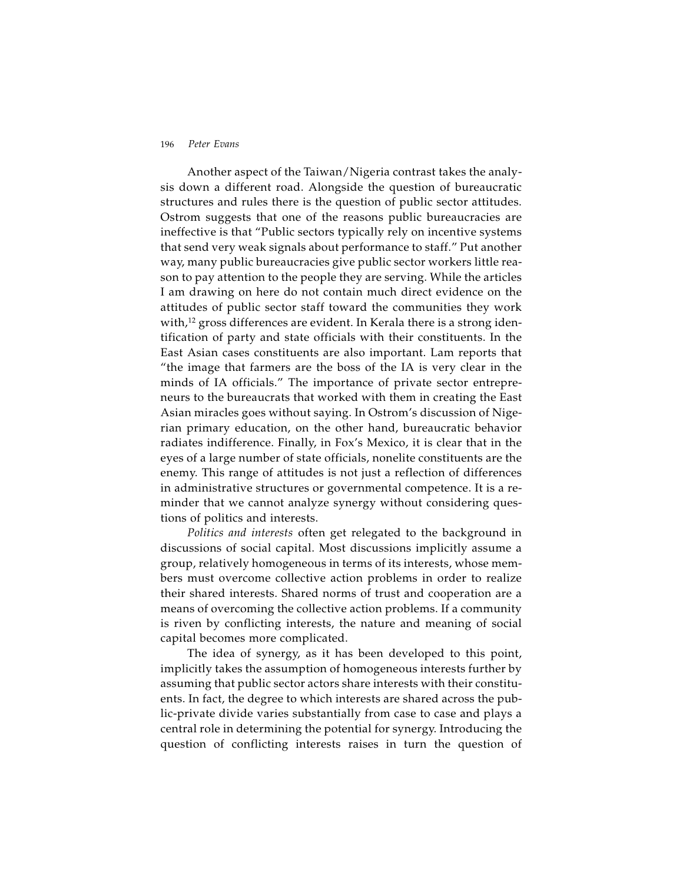Another aspect of the Taiwan/Nigeria contrast takes the analysis down a different road. Alongside the question of bureaucratic structures and rules there is the question of public sector attitudes. Ostrom suggests that one of the reasons public bureaucracies are ineffective is that "Public sectors typically rely on incentive systems that send very weak signals about performance to staff." Put another way, many public bureaucracies give public sector workers little reason to pay attention to the people they are serving. While the articles I am drawing on here do not contain much direct evidence on the attitudes of public sector staff toward the communities they work with,[12] gross differences are evident. In Kerala there is a strong identification of party and state officials with their constituents. In the East Asian cases constituents are also important. Lam reports that "the image that farmers are the boss of the IA is very clear in the minds of IA officials." The importance of private sector entrepreneurs to the bureaucrats that worked with them in creating the East Asian miracles goes without saying. In Ostrom's discussion of Nigerian primary education, on the other hand, bureaucratic behavior radiates indifference. Finally, in Fox's Mexico, it is clear that in the eyes of a large number of state officials, nonelite constituents are the enemy. This range of attitudes is not just a reflection of differences in administrative structures or governmental competence. It is a reminder that we cannot analyze synergy without considering questions of politics and interests.

*Politics and interests* often get relegated to the background in discussions of social capital. Most discussions implicitly assume a group, relatively homogeneous in terms of its interests, whose members must overcome collective action problems in order to realize their shared interests. Shared norms of trust and cooperation are a means of overcoming the collective action problems. If a community is riven by conflicting interests, the nature and meaning of social capital becomes more complicated.

The idea of synergy, as it has been developed to this point, implicitly takes the assumption of homogeneous interests further by assuming that public sector actors share interests with their constituents. In fact, the degree to which interests are shared across the public-private divide varies substantially from case to case and plays a central role in determining the potential for synergy. Introducing the question of conflicting interests raises in turn the question of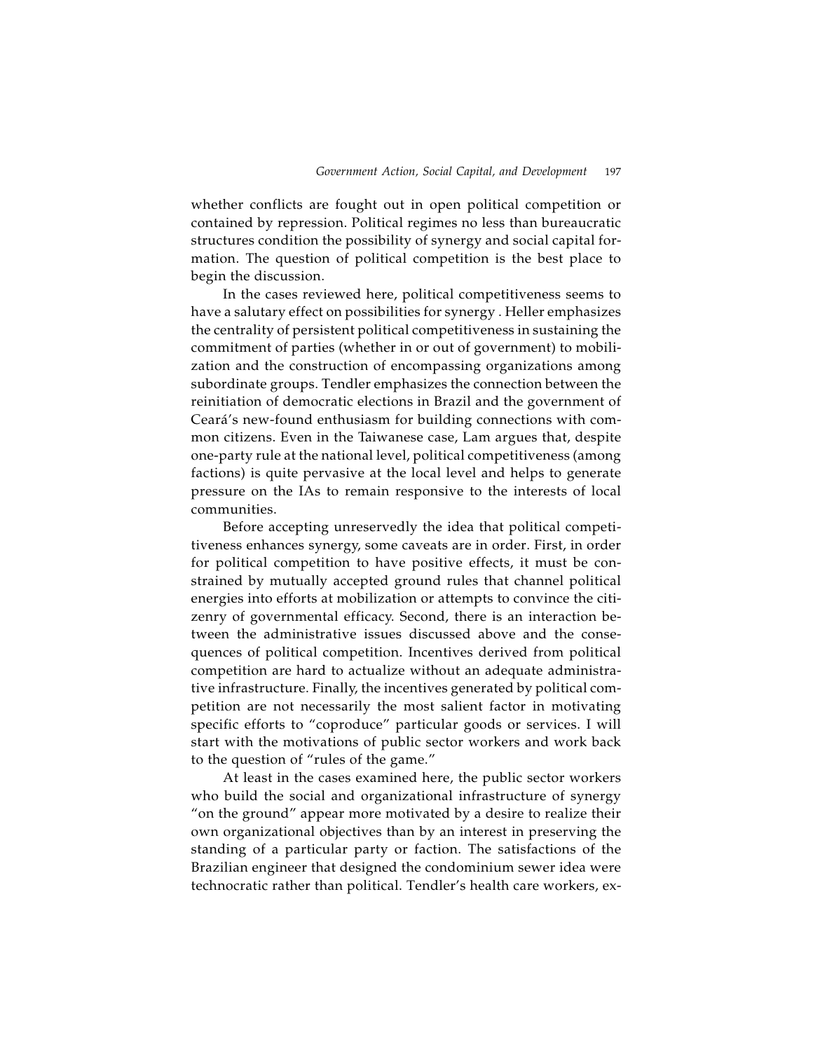whether conflicts are fought out in open political competition or contained by repression. Political regimes no less than bureaucratic structures condition the possibility of synergy and social capital formation. The question of political competition is the best place to begin the discussion.

In the cases reviewed here, political competitiveness seems to have a salutary effect on possibilities for synergy . Heller emphasizes the centrality of persistent political competitiveness in sustaining the commitment of parties (whether in or out of government) to mobilization and the construction of encompassing organizations among subordinate groups. Tendler emphasizes the connection between the reinitiation of democratic elections in Brazil and the government of Ceará's new-found enthusiasm for building connections with common citizens. Even in the Taiwanese case, Lam argues that, despite one-party rule at the national level, political competitiveness (among factions) is quite pervasive at the local level and helps to generate pressure on the IAs to remain responsive to the interests of local communities.

Before accepting unreservedly the idea that political competitiveness enhances synergy, some caveats are in order. First, in order for political competition to have positive effects, it must be constrained by mutually accepted ground rules that channel political energies into efforts at mobilization or attempts to convince the citizenry of governmental efficacy. Second, there is an interaction between the administrative issues discussed above and the consequences of political competition. Incentives derived from political competition are hard to actualize without an adequate administrative infrastructure. Finally, the incentives generated by political competition are not necessarily the most salient factor in motivating specific efforts to "coproduce" particular goods or services. I will start with the motivations of public sector workers and work back to the question of "rules of the game."

At least in the cases examined here, the public sector workers who build the social and organizational infrastructure of synergy "on the ground" appear more motivated by a desire to realize their own organizational objectives than by an interest in preserving the standing of a particular party or faction. The satisfactions of the Brazilian engineer that designed the condominium sewer idea were technocratic rather than political. Tendler's health care workers, ex-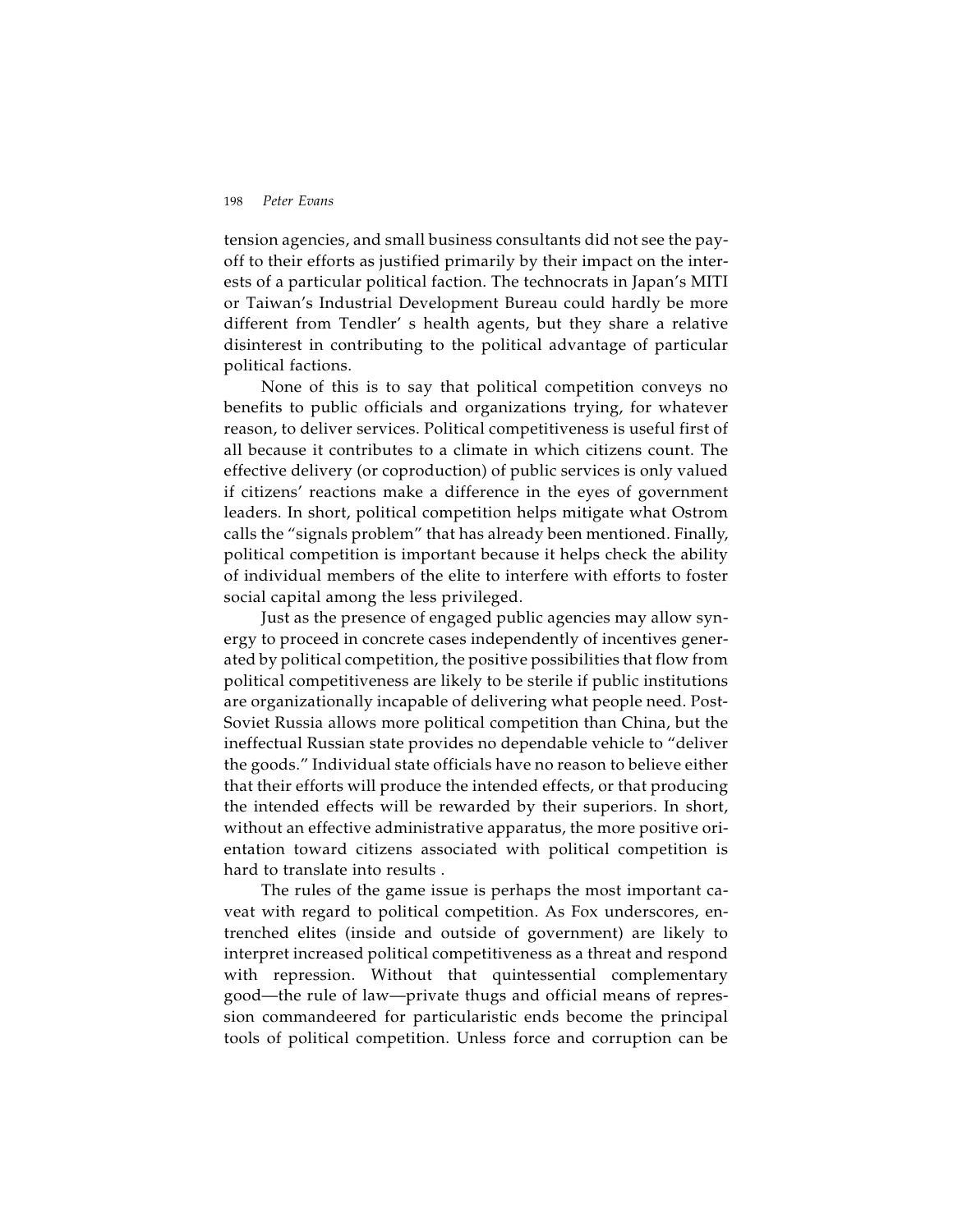tension agencies, and small business consultants did not see the payoff to their efforts as justified primarily by their impact on the interests of a particular political faction. The technocrats in Japan's MITI or Taiwan's Industrial Development Bureau could hardly be more different from Tendler' s health agents, but they share a relative disinterest in contributing to the political advantage of particular political factions.

None of this is to say that political competition conveys no benefits to public officials and organizations trying, for whatever reason, to deliver services. Political competitiveness is useful first of all because it contributes to a climate in which citizens count. The effective delivery (or coproduction) of public services is only valued if citizens' reactions make a difference in the eyes of government leaders. In short, political competition helps mitigate what Ostrom calls the "signals problem" that has already been mentioned. Finally, political competition is important because it helps check the ability of individual members of the elite to interfere with efforts to foster social capital among the less privileged.

Just as the presence of engaged public agencies may allow synergy to proceed in concrete cases independently of incentives generated by political competition, the positive possibilities that flow from political competitiveness are likely to be sterile if public institutions are organizationally incapable of delivering what people need. Post-Soviet Russia allows more political competition than China, but the ineffectual Russian state provides no dependable vehicle to "deliver the goods." Individual state officials have no reason to believe either that their efforts will produce the intended effects, or that producing the intended effects will be rewarded by their superiors. In short, without an effective administrative apparatus, the more positive orientation toward citizens associated with political competition is hard to translate into results .

The rules of the game issue is perhaps the most important caveat with regard to political competition. As Fox underscores, entrenched elites (inside and outside of government) are likely to interpret increased political competitiveness as a threat and respond with repression. Without that quintessential complementary good—the rule of law—private thugs and official means of repression commandeered for particularistic ends become the principal tools of political competition. Unless force and corruption can be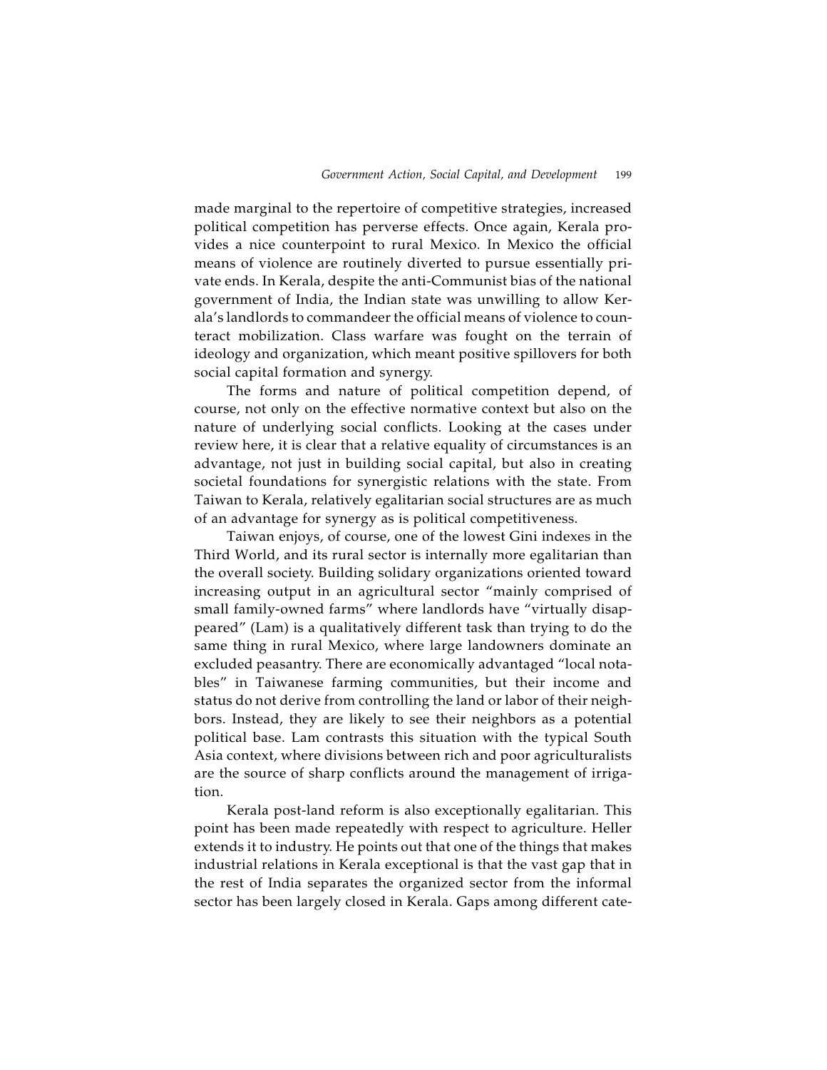made marginal to the repertoire of competitive strategies, increased political competition has perverse effects. Once again, Kerala provides a nice counterpoint to rural Mexico. In Mexico the official means of violence are routinely diverted to pursue essentially private ends. In Kerala, despite the anti-Communist bias of the national government of India, the Indian state was unwilling to allow Kerala's landlords to commandeer the official means of violence to counteract mobilization. Class warfare was fought on the terrain of ideology and organization, which meant positive spillovers for both social capital formation and synergy.

The forms and nature of political competition depend, of course, not only on the effective normative context but also on the nature of underlying social conflicts. Looking at the cases under review here, it is clear that a relative equality of circumstances is an advantage, not just in building social capital, but also in creating societal foundations for synergistic relations with the state. From Taiwan to Kerala, relatively egalitarian social structures are as much of an advantage for synergy as is political competitiveness.

Taiwan enjoys, of course, one of the lowest Gini indexes in the Third World, and its rural sector is internally more egalitarian than the overall society. Building solidary organizations oriented toward increasing output in an agricultural sector "mainly comprised of small family-owned farms" where landlords have "virtually disappeared" (Lam) is a qualitatively different task than trying to do the same thing in rural Mexico, where large landowners dominate an excluded peasantry. There are economically advantaged "local notables" in Taiwanese farming communities, but their income and status do not derive from controlling the land or labor of their neighbors. Instead, they are likely to see their neighbors as a potential political base. Lam contrasts this situation with the typical South Asia context, where divisions between rich and poor agriculturalists are the source of sharp conflicts around the management of irrigation.

Kerala post-land reform is also exceptionally egalitarian. This point has been made repeatedly with respect to agriculture. Heller extends it to industry. He points out that one of the things that makes industrial relations in Kerala exceptional is that the vast gap that in the rest of India separates the organized sector from the informal sector has been largely closed in Kerala. Gaps among different cate-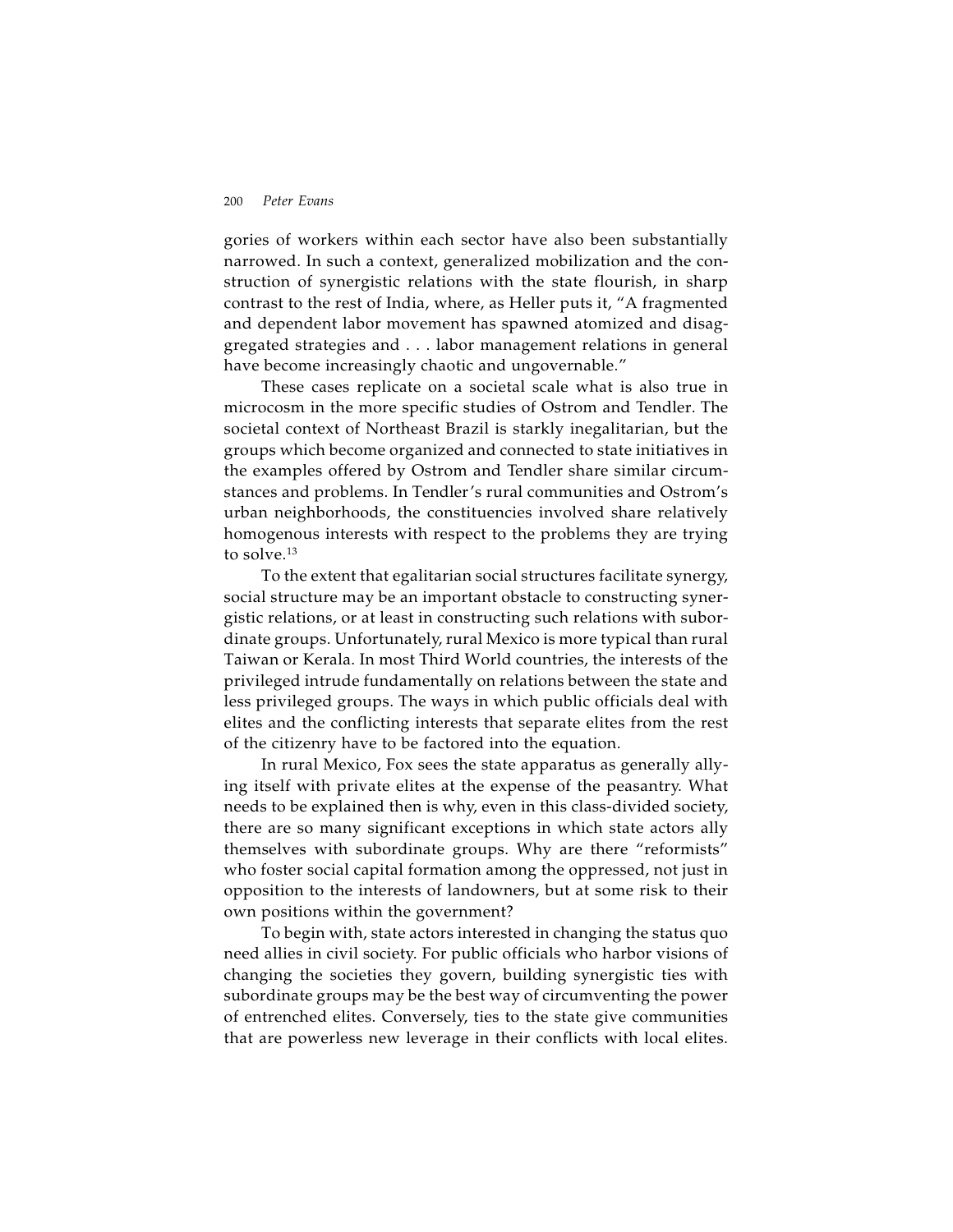gories of workers within each sector have also been substantially narrowed. In such a context, generalized mobilization and the construction of synergistic relations with the state flourish, in sharp contrast to the rest of India, where, as Heller puts it, "A fragmented and dependent labor movement has spawned atomized and disaggregated strategies and . . . labor management relations in general have become increasingly chaotic and ungovernable."

These cases replicate on a societal scale what is also true in microcosm in the more specific studies of Ostrom and Tendler. The societal context of Northeast Brazil is starkly inegalitarian, but the groups which become organized and connected to state initiatives in the examples offered by Ostrom and Tendler share similar circumstances and problems. In Tendler's rural communities and Ostrom's urban neighborhoods, the constituencies involved share relatively homogenous interests with respect to the problems they are trying to solve.[13]

To the extent that egalitarian social structures facilitate synergy, social structure may be an important obstacle to constructing synergistic relations, or at least in constructing such relations with subordinate groups. Unfortunately, rural Mexico is more typical than rural Taiwan or Kerala. In most Third World countries, the interests of the privileged intrude fundamentally on relations between the state and less privileged groups. The ways in which public officials deal with elites and the conflicting interests that separate elites from the rest of the citizenry have to be factored into the equation.

In rural Mexico, Fox sees the state apparatus as generally allying itself with private elites at the expense of the peasantry. What needs to be explained then is why, even in this class-divided society, there are so many significant exceptions in which state actors ally themselves with subordinate groups. Why are there "reformists" who foster social capital formation among the oppressed, not just in opposition to the interests of landowners, but at some risk to their own positions within the government?

To begin with, state actors interested in changing the status quo need allies in civil society. For public officials who harbor visions of changing the societies they govern, building synergistic ties with subordinate groups may be the best way of circumventing the power of entrenched elites. Conversely, ties to the state give communities that are powerless new leverage in their conflicts with local elites.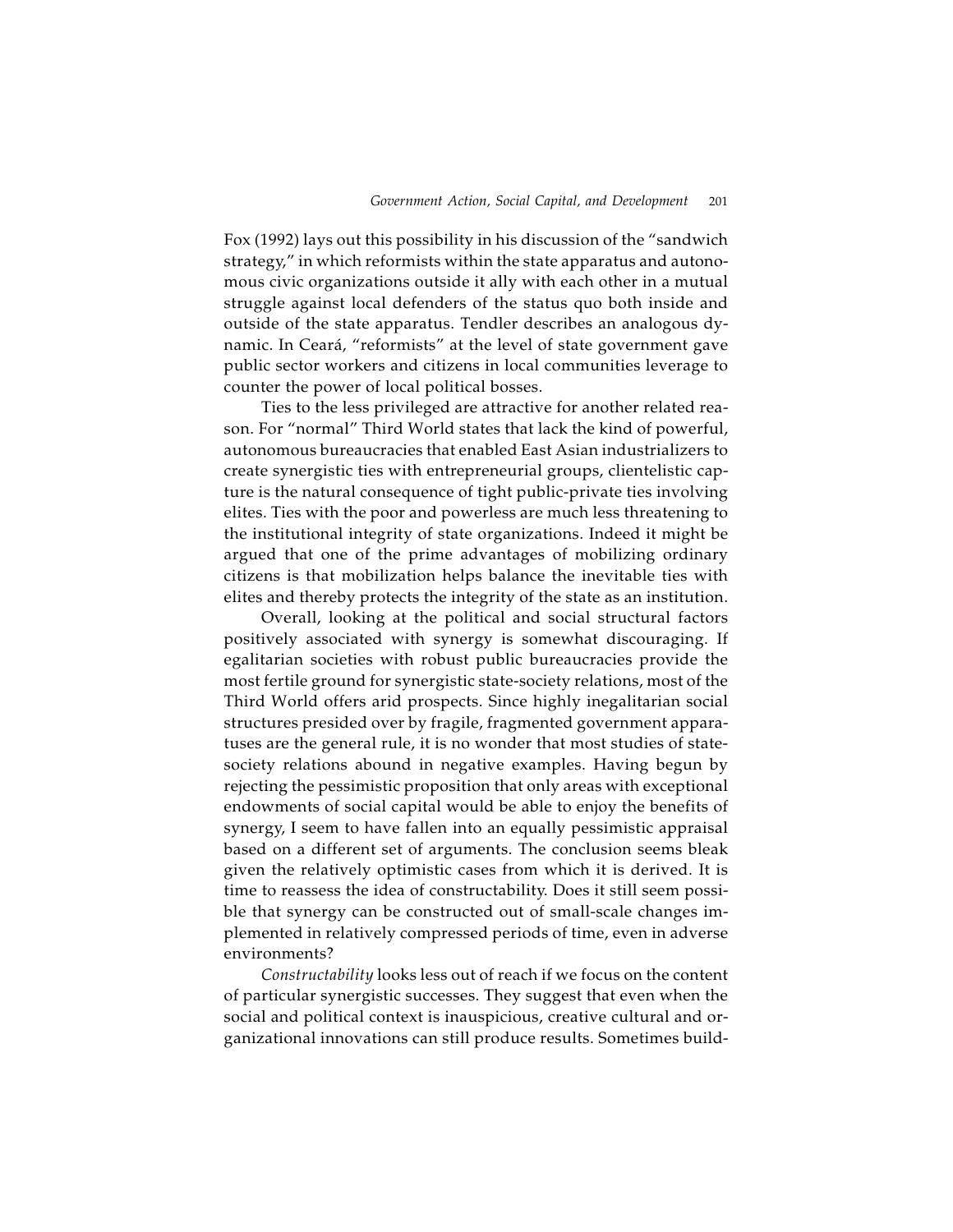Fox (1992) lays out this possibility in his discussion of the "sandwich strategy," in which reformists within the state apparatus and autonomous civic organizations outside it ally with each other in a mutual struggle against local defenders of the status quo both inside and outside of the state apparatus. Tendler describes an analogous dynamic. In Ceará, "reformists" at the level of state government gave public sector workers and citizens in local communities leverage to counter the power of local political bosses.

Ties to the less privileged are attractive for another related reason. For "normal" Third World states that lack the kind of powerful, autonomous bureaucracies that enabled East Asian industrializers to create synergistic ties with entrepreneurial groups, clientelistic capture is the natural consequence of tight public-private ties involving elites. Ties with the poor and powerless are much less threatening to the institutional integrity of state organizations. Indeed it might be argued that one of the prime advantages of mobilizing ordinary citizens is that mobilization helps balance the inevitable ties with elites and thereby protects the integrity of the state as an institution.

Overall, looking at the political and social structural factors positively associated with synergy is somewhat discouraging. If egalitarian societies with robust public bureaucracies provide the most fertile ground for synergistic state-society relations, most of the Third World offers arid prospects. Since highly inegalitarian social structures presided over by fragile, fragmented government apparatuses are the general rule, it is no wonder that most studies of state-society relations abound in negative examples. Having begun by rejecting the pessimistic proposition that only areas with exceptional endowments of social capital would be able to enjoy the benefits of synergy, I seem to have fallen into an equally pessimistic appraisal based on a different set of arguments. The conclusion seems bleak given the relatively optimistic cases from which it is derived. It is time to reassess the idea of constructability. Does it still seem possible that synergy can be constructed out of small-scale changes implemented in relatively compressed periods of time, even in adverse environments?

*Constructability* looks less out of reach if we focus on the content of particular synergistic successes. They suggest that even when the social and political context is inauspicious, creative cultural and organizational innovations can still produce results. Sometimes build-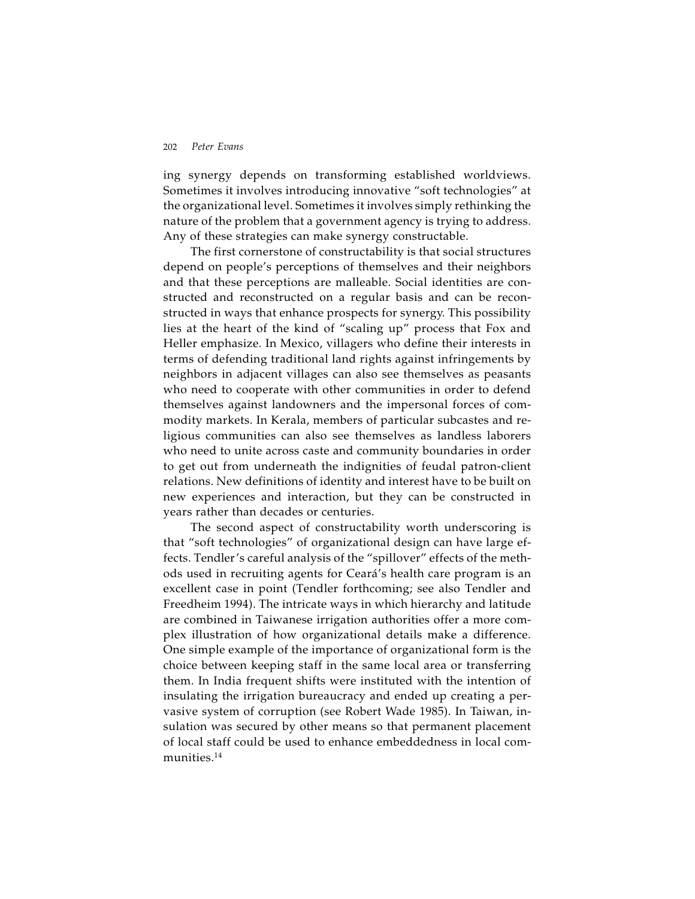ing synergy depends on transforming established worldviews. Sometimes it involves introducing innovative "soft technologies" at the organizational level. Sometimes it involves simply rethinking the nature of the problem that a government agency is trying to address. Any of these strategies can make synergy constructable.

The first cornerstone of constructability is that social structures depend on people's perceptions of themselves and their neighbors and that these perceptions are malleable. Social identities are constructed and reconstructed on a regular basis and can be reconstructed in ways that enhance prospects for synergy. This possibility lies at the heart of the kind of "scaling up" process that Fox and Heller emphasize. In Mexico, villagers who define their interests in terms of defending traditional land rights against infringements by neighbors in adjacent villages can also see themselves as peasants who need to cooperate with other communities in order to defend themselves against landowners and the impersonal forces of commodity markets. In Kerala, members of particular subcastes and religious communities can also see themselves as landless laborers who need to unite across caste and community boundaries in order to get out from underneath the indignities of feudal patron-client relations. New definitions of identity and interest have to be built on new experiences and interaction, but they can be constructed in years rather than decades or centuries.

The second aspect of constructability worth underscoring is that "soft technologies" of organizational design can have large effects. Tendler's careful analysis of the "spillover" effects of the methods used in recruiting agents for Ceará's health care program is an excellent case in point (Tendler forthcoming; see also Tendler and Freedheim 1994). The intricate ways in which hierarchy and latitude are combined in Taiwanese irrigation authorities offer a more complex illustration of how organizational details make a difference. One simple example of the importance of organizational form is the choice between keeping staff in the same local area or transferring them. In India frequent shifts were instituted with the intention of insulating the irrigation bureaucracy and ended up creating a pervasive system of corruption (see Robert Wade 1985). In Taiwan, insulation was secured by other means so that permanent placement of local staff could be used to enhance embeddedness in local communities.[14]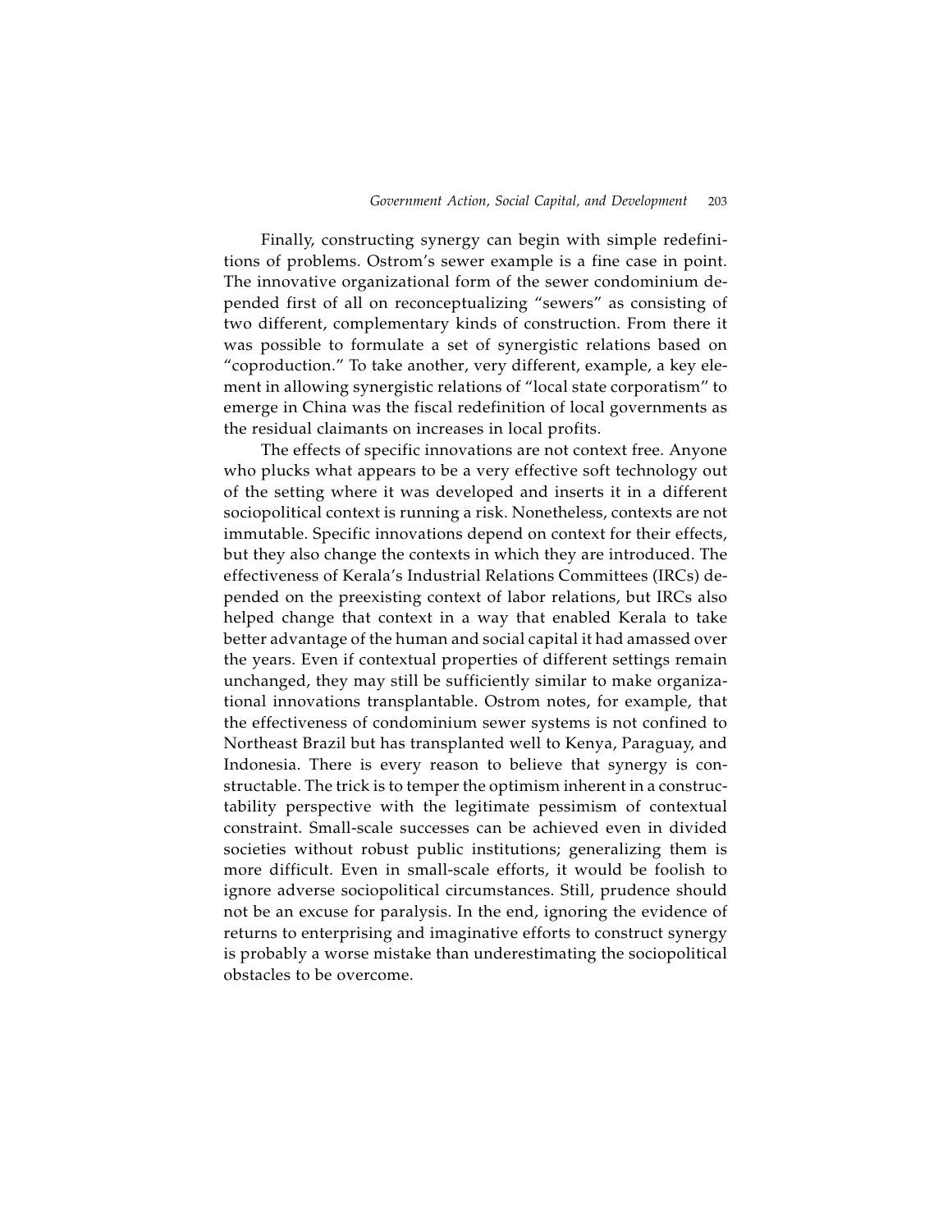Finally, constructing synergy can begin with simple redefinitions of problems. Ostrom's sewer example is a fine case in point. The innovative organizational form of the sewer condominium depended first of all on reconceptualizing "sewers" as consisting of two different, complementary kinds of construction. From there it was possible to formulate a set of synergistic relations based on "coproduction." To take another, very different, example, a key element in allowing synergistic relations of "local state corporatism" to emerge in China was the fiscal redefinition of local governments as the residual claimants on increases in local profits.

The effects of specific innovations are not context free. Anyone who plucks what appears to be a very effective soft technology out of the setting where it was developed and inserts it in a different sociopolitical context is running a risk. Nonetheless, contexts are not immutable. Specific innovations depend on context for their effects, but they also change the contexts in which they are introduced. The effectiveness of Kerala's Industrial Relations Committees (IRCs) depended on the preexisting context of labor relations, but IRCs also helped change that context in a way that enabled Kerala to take better advantage of the human and social capital it had amassed over the years. Even if contextual properties of different settings remain unchanged, they may still be sufficiently similar to make organizational innovations transplantable. Ostrom notes, for example, that the effectiveness of condominium sewer systems is not confined to Northeast Brazil but has transplanted well to Kenya, Paraguay, and Indonesia. There is every reason to believe that synergy is constructable. The trick is to temper the optimism inherent in a constructability perspective with the legitimate pessimism of contextual constraint. Small-scale successes can be achieved even in divided societies without robust public institutions; generalizing them is more difficult. Even in small-scale efforts, it would be foolish to ignore adverse sociopolitical circumstances. Still, prudence should not be an excuse for paralysis. In the end, ignoring the evidence of returns to enterprising and imaginative efforts to construct synergy is probably a worse mistake than underestimating the sociopolitical obstacles to be overcome.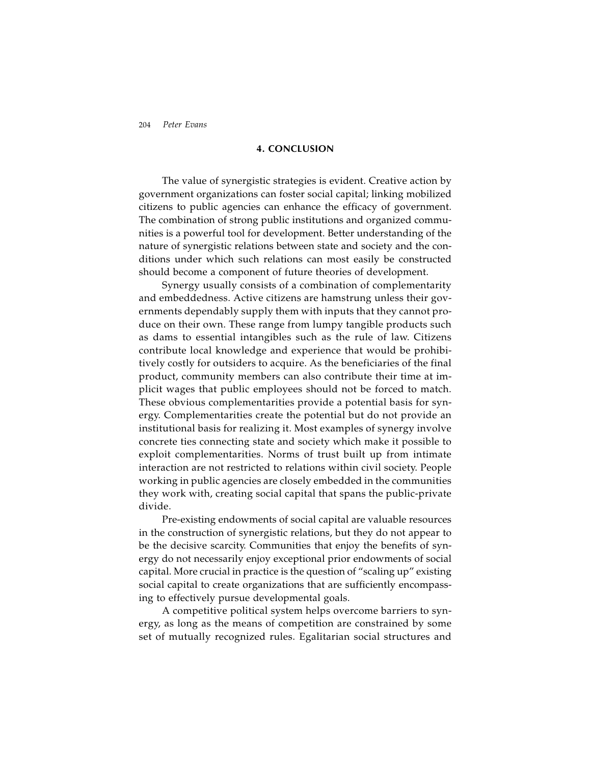## 4. CONCLUSION

The value of synergistic strategies is evident. Creative action by government organizations can foster social capital; linking mobilized citizens to public agencies can enhance the efficacy of government. The combination of strong public institutions and organized communities is a powerful tool for development. Better understanding of the nature of synergistic relations between state and society and the conditions under which such relations can most easily be constructed should become a component of future theories of development.

Synergy usually consists of a combination of complementarity and embeddedness. Active citizens are hamstrung unless their governments dependably supply them with inputs that they cannot produce on their own. These range from lumpy tangible products such as dams to essential intangibles such as the rule of law. Citizens contribute local knowledge and experience that would be prohibitively costly for outsiders to acquire. As the beneficiaries of the final product, community members can also contribute their time at implicit wages that public employees should not be forced to match. These obvious complementarities provide a potential basis for synergy. Complementarities create the potential but do not provide an institutional basis for realizing it. Most examples of synergy involve concrete ties connecting state and society which make it possible to exploit complementarities. Norms of trust built up from intimate interaction are not restricted to relations within civil society. People working in public agencies are closely embedded in the communities they work with, creating social capital that spans the public-private divide.

Pre-existing endowments of social capital are valuable resources in the construction of synergistic relations, but they do not appear to be the decisive scarcity. Communities that enjoy the benefits of synergy do not necessarily enjoy exceptional prior endowments of social capital. More crucial in practice is the question of "scaling up" existing social capital to create organizations that are sufficiently encompassing to effectively pursue developmental goals.

A competitive political system helps overcome barriers to synergy, as long as the means of competition are constrained by some set of mutually recognized rules. Egalitarian social structures and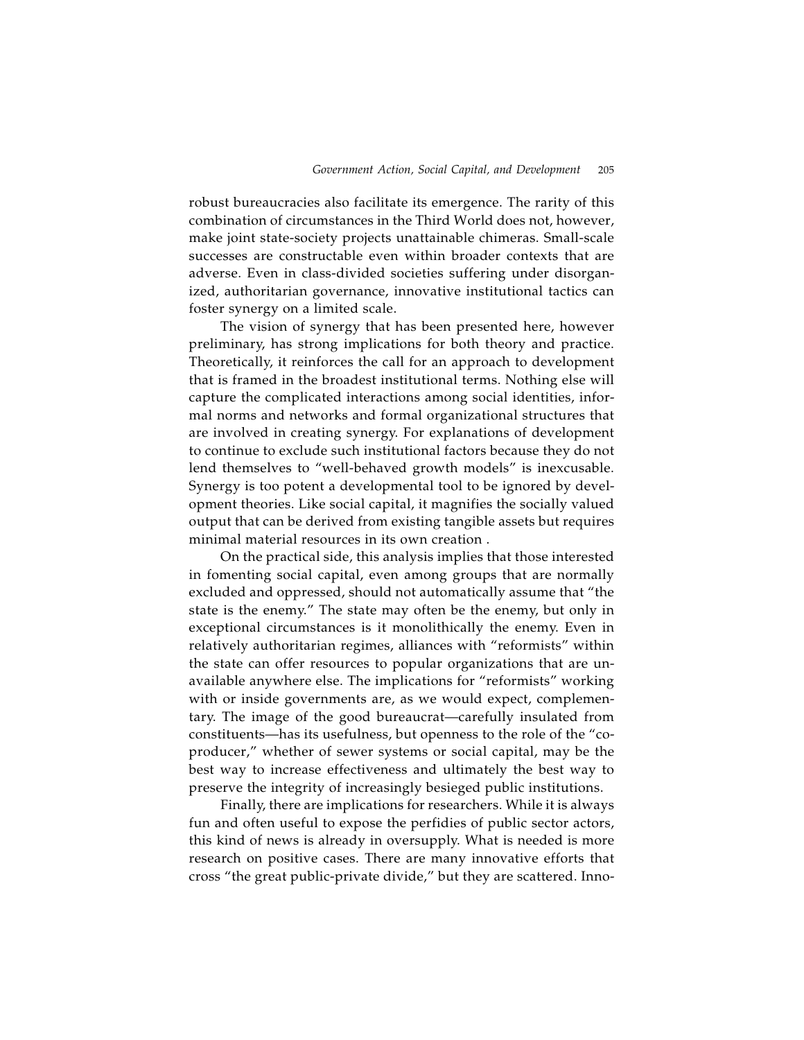robust bureaucracies also facilitate its emergence. The rarity of this combination of circumstances in the Third World does not, however, make joint state-society projects unattainable chimeras. Small-scale successes are constructable even within broader contexts that are adverse. Even in class-divided societies suffering under disorganized, authoritarian governance, innovative institutional tactics can foster synergy on a limited scale.

The vision of synergy that has been presented here, however preliminary, has strong implications for both theory and practice. Theoretically, it reinforces the call for an approach to development that is framed in the broadest institutional terms. Nothing else will capture the complicated interactions among social identities, informal norms and networks and formal organizational structures that are involved in creating synergy. For explanations of development to continue to exclude such institutional factors because they do not lend themselves to "well-behaved growth models" is inexcusable. Synergy is too potent a developmental tool to be ignored by development theories. Like social capital, it magnifies the socially valued output that can be derived from existing tangible assets but requires minimal material resources in its own creation .

On the practical side, this analysis implies that those interested in fomenting social capital, even among groups that are normally excluded and oppressed, should not automatically assume that "the state is the enemy." The state may often be the enemy, but only in exceptional circumstances is it monolithically the enemy. Even in relatively authoritarian regimes, alliances with "reformists" within the state can offer resources to popular organizations that are unavailable anywhere else. The implications for "reformists" working with or inside governments are, as we would expect, complementary. The image of the good bureaucrat—carefully insulated from constituents—has its usefulness, but openness to the role of the "co-producer," whether of sewer systems or social capital, may be the best way to increase effectiveness and ultimately the best way to preserve the integrity of increasingly besieged public institutions.

Finally, there are implications for researchers. While it is always fun and often useful to expose the perfidies of public sector actors, this kind of news is already in oversupply. What is needed is more research on positive cases. There are many innovative efforts that cross "the great public-private divide," but they are scattered. Inno-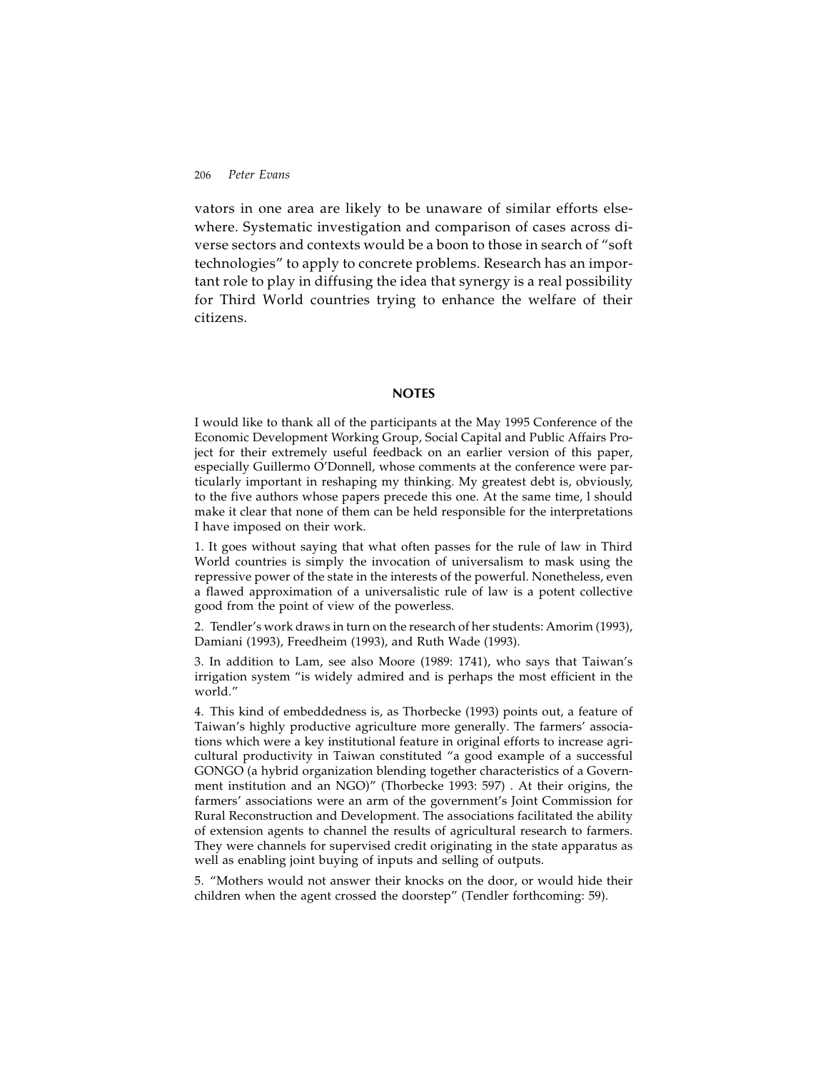vators in one area are likely to be unaware of similar efforts elsewhere. Systematic investigation and comparison of cases across diverse sectors and contexts would be a boon to those in search of "soft technologies" to apply to concrete problems. Research has an important role to play in diffusing the idea that synergy is a real possibility for Third World countries trying to enhance the welfare of their citizens.

## NOTES

I would like to thank all of the participants at the May 1995 Conference of the Economic Development Working Group, Social Capital and Public Affairs Project for their extremely useful feedback on an earlier version of this paper, especially Guillermo O'Donnell, whose comments at the conference were particularly important in reshaping my thinking. My greatest debt is, obviously, to the five authors whose papers precede this one. At the same time, I should make it clear that none of them can be held responsible for the interpretations I have imposed on their work.

1. It goes without saying that what often passes for the rule of law in Third World countries is simply the invocation of universalism to mask using the repressive power of the state in the interests of the powerful. Nonetheless, even a flawed approximation of a universalistic rule of law is a potent collective good from the point of view of the powerless.

2. Tendler's work draws in turn on the research of her students: Amorim (1993), Damiani (1993), Freedheim (1993), and Ruth Wade (1993).

3. In addition to Lam, see also Moore (1989: 1741), who says that Taiwan's irrigation system "is widely admired and is perhaps the most efficient in the world."

4. This kind of embeddedness is, as Thorbecke (1993) points out, a feature of Taiwan's highly productive agriculture more generally. The farmers' associations which were a key institutional feature in original efforts to increase agricultural productivity in Taiwan constituted "a good example of a successful GONGO (a hybrid organization blending together characteristics of a Government institution and an NGO)" (Thorbecke 1993: 597) . At their origins, the farmers' associations were an arm of the government's Joint Commission for Rural Reconstruction and Development. The associations facilitated the ability of extension agents to channel the results of agricultural research to farmers. They were channels for supervised credit originating in the state apparatus as well as enabling joint buying of inputs and selling of outputs.

5. "Mothers would not answer their knocks on the door, or would hide their children when the agent crossed the doorstep" (Tendler forthcoming: 59).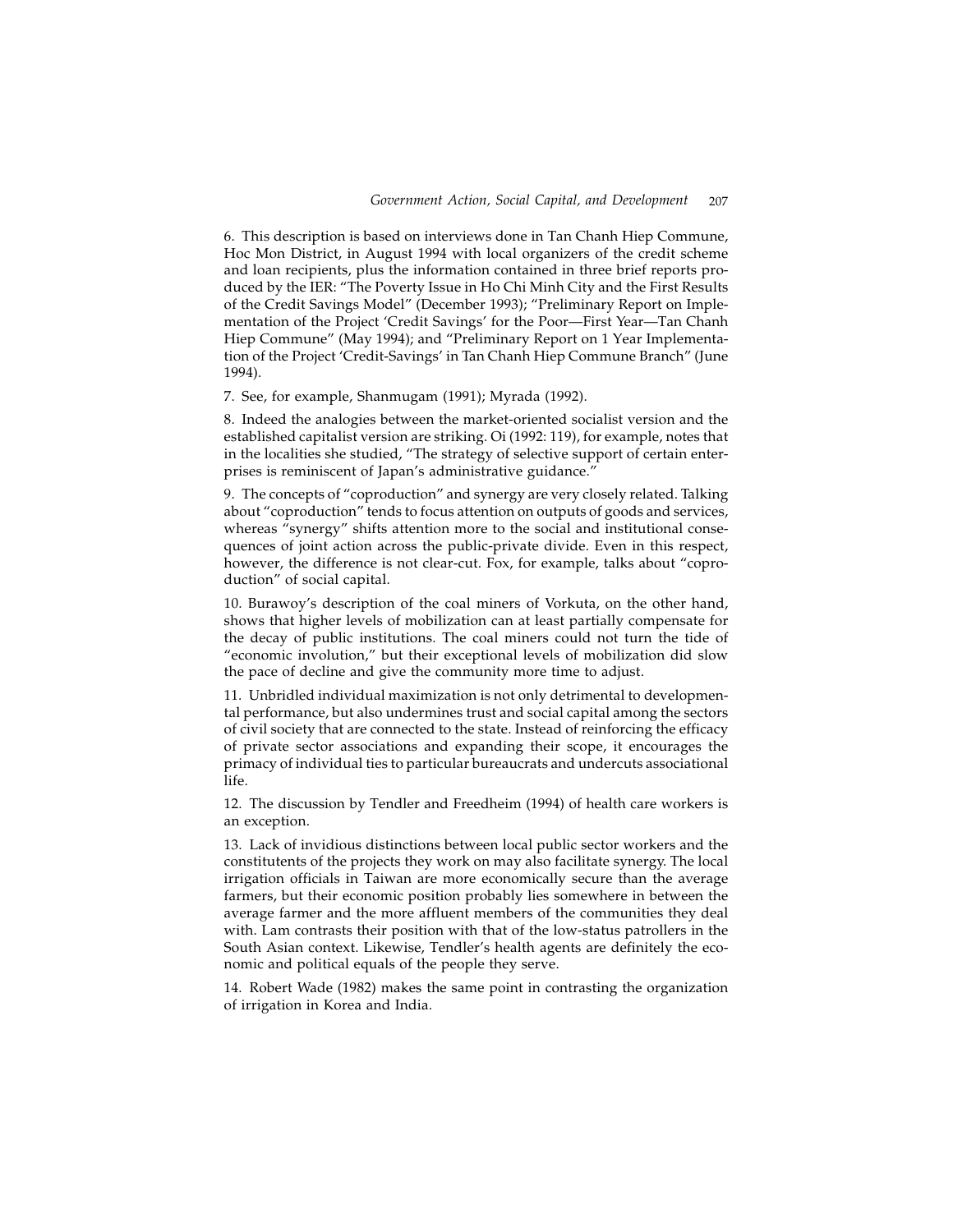6. This description is based on interviews done in Tan Chanh Hiep Commune, Hoc Mon District, in August 1994 with local organizers of the credit scheme and loan recipients, plus the information contained in three brief reports produced by the IER: "The Poverty Issue in Ho Chi Minh City and the First Results of the Credit Savings Model" (December 1993); "Preliminary Report on Implementation of the Project 'Credit Savings' for the Poor—First Year—Tan Chanh Hiep Commune" (May 1994); and "Preliminary Report on 1 Year Implementation of the Project 'Credit-Savings' in Tan Chanh Hiep Commune Branch" (June 1994).

7. See, for example, Shanmugam (1991); Myrada (1992).

8. Indeed the analogies between the market-oriented socialist version and the established capitalist version are striking. Oi (1992: 119), for example, notes that in the localities she studied, "The strategy of selective support of certain enterprises is reminiscent of Japan's administrative guidance."

9. The concepts of "coproduction" and synergy are very closely related. Talking about "coproduction" tends to focus attention on outputs of goods and services, whereas "synergy" shifts attention more to the social and institutional consequences of joint action across the public-private divide. Even in this respect, however, the difference is not clear-cut. Fox, for example, talks about "coproduction" of social capital.

10. Burawoy's description of the coal miners of Vorkuta, on the other hand, shows that higher levels of mobilization can at least partially compensate for the decay of public institutions. The coal miners could not turn the tide of "economic involution," but their exceptional levels of mobilization did slow the pace of decline and give the community more time to adjust.

11. Unbridled individual maximization is not only detrimental to developmental performance, but also undermines trust and social capital among the sectors of civil society that are connected to the state. Instead of reinforcing the efficacy of private sector associations and expanding their scope, it encourages the primacy of individual ties to particular bureaucrats and undercuts associational life.

12. The discussion by Tendler and Freedheim (1994) of health care workers is an exception.

13. Lack of invidious distinctions between local public sector workers and the constitutents of the projects they work on may also facilitate synergy. The local irrigation officials in Taiwan are more economically secure than the average farmers, but their economic position probably lies somewhere in between the average farmer and the more affluent members of the communities they deal with. Lam contrasts their position with that of the low-status patrollers in the South Asian context. Likewise, Tendler's health agents are definitely the economic and political equals of the people they serve.

14. Robert Wade (1982) makes the same point in contrasting the organization of irrigation in Korea and India.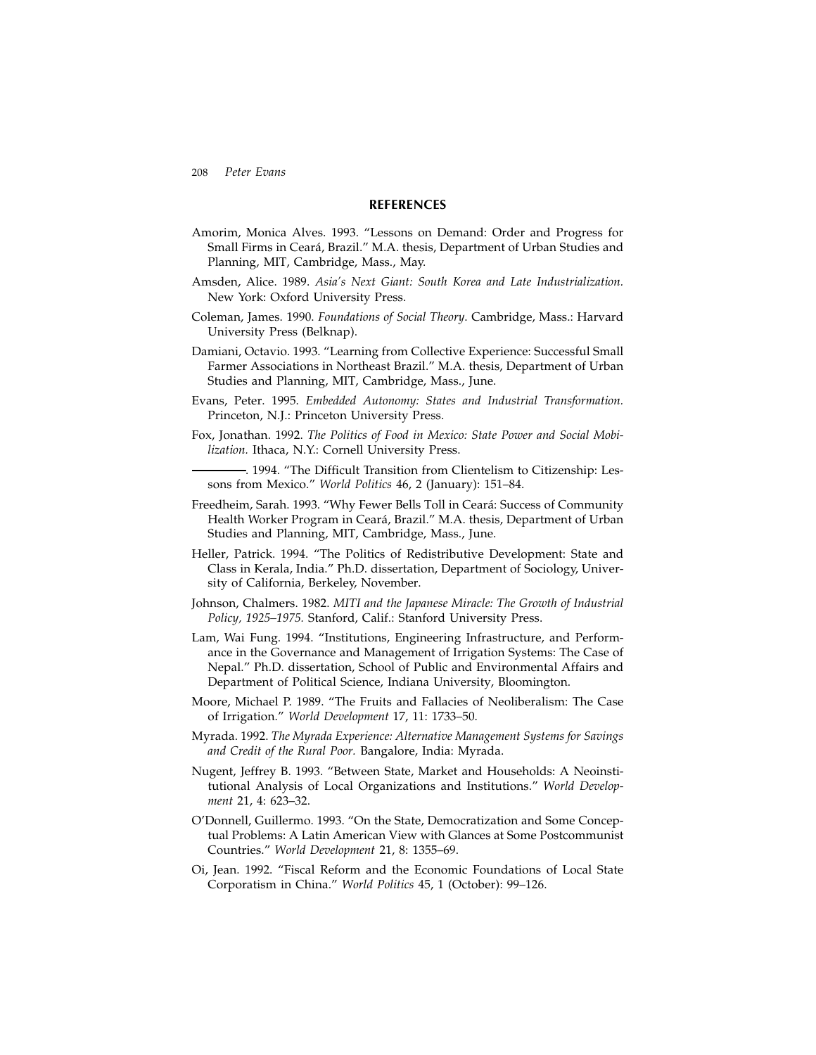## REFERENCES

Amorim, Monica Alves. 1993. "Lessons on Demand: Order and Progress for Small Firms in Ceará, Brazil." M.A. thesis, Department of Urban Studies and Planning, MIT, Cambridge, Mass., May.

Amsden, Alice. 1989. *Asia's Next Giant: South Korea and Late Industrialization.* New York: Oxford University Press.

Coleman, James. 1990. *Foundations of Social Theory*. Cambridge, Mass.: Harvard University Press (Belknap).

Damiani, Octavio. 1993. "Learning from Collective Experience: Successful Small Farmer Associations in Northeast Brazil." M.A. thesis, Department of Urban Studies and Planning, MIT, Cambridge, Mass., June.

Evans, Peter. 1995. *Embedded Autonomy: States and Industrial Transformation.* Princeton, N.J.: Princeton University Press.

Fox, Jonathan. 1992. *The Politics of Food in Mexico: State Power and Social Mobilization.* Ithaca, N.Y.: Cornell University Press.

———. 1994. "The Difficult Transition from Clientelism to Citizenship: Lessons from Mexico." *World Politics* 46, 2 (January): 151–84.

Freedheim, Sarah. 1993. "Why Fewer Bells Toll in Ceará: Success of Community Health Worker Program in Ceará, Brazil." M.A. thesis, Department of Urban Studies and Planning, MIT, Cambridge, Mass., June.

Heller, Patrick. 1994. "The Politics of Redistributive Development: State and Class in Kerala, India." Ph.D. dissertation, Department of Sociology, University of California, Berkeley, November.

Johnson, Chalmers. 1982. *MITI and the Japanese Miracle: The Growth of Industrial Policy, 1925–1975.* Stanford, Calif.: Stanford University Press.

Lam, Wai Fung. 1994. "Institutions, Engineering Infrastructure, and Performance in the Governance and Management of Irrigation Systems: The Case of Nepal." Ph.D. dissertation, School of Public and Environmental Affairs and Department of Political Science, Indiana University, Bloomington.

Moore, Michael P. 1989. "The Fruits and Fallacies of Neoliberalism: The Case of Irrigation." *World Development* 17, 11: 1733–50.

Myrada. 1992. *The Myrada Experience: Alternative Management Systems for Savings and Credit of the Rural Poor.* Bangalore, India: Myrada.

Nugent, Jeffrey B. 1993. "Between State, Market and Households: A Neoinstitutional Analysis of Local Organizations and Institutions." *World Development* 21, 4: 623–32.

O'Donnell, Guillermo. 1993. "On the State, Democratization and Some Conceptual Problems: A Latin American View with Glances at Some Postcommunist Countries." *World Development* 21, 8: 1355–69.

Oi, Jean. 1992. "Fiscal Reform and the Economic Foundations of Local State Corporatism in China." *World Politics* 45, 1 (October): 99–126.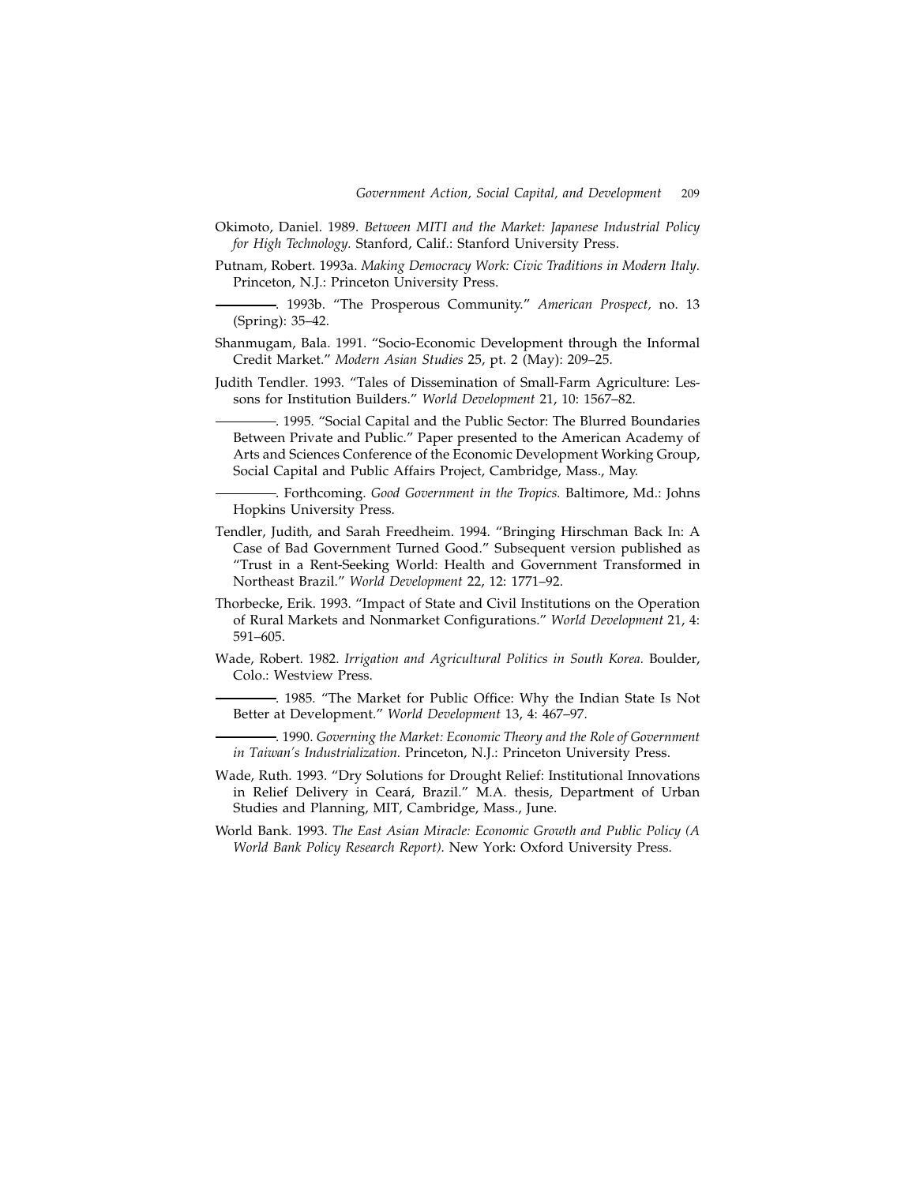Okimoto, Daniel. 1989. *Between MITI and the Market: Japanese Industrial Policy for High Technology.* Stanford, Calif.: Stanford University Press.

Putnam, Robert. 1993a. *Making Democracy Work: Civic Traditions in Modern Italy.* Princeton, N.J.: Princeton University Press.

———. 1993b. "The Prosperous Community." *American Prospect,* no. 13 (Spring): 35–42.

Shanmugam, Bala. 1991. "Socio-Economic Development through the Informal Credit Market." *Modern Asian Studies* 25, pt. 2 (May): 209–25.

Judith Tendler. 1993. "Tales of Dissemination of Small-Farm Agriculture: Lessons for Institution Builders." *World Development* 21, 10: 1567–82.

———. 1995. "Social Capital and the Public Sector: The Blurred Boundaries Between Private and Public." Paper presented to the American Academy of Arts and Sciences Conference of the Economic Development Working Group, Social Capital and Public Affairs Project, Cambridge, Mass., May.

———. Forthcoming. *Good Government in the Tropics.* Baltimore, Md.: Johns Hopkins University Press.

Tendler, Judith, and Sarah Freedheim. 1994. "Bringing Hirschman Back In: A Case of Bad Government Turned Good." Subsequent version published as "Trust in a Rent-Seeking World: Health and Government Transformed in Northeast Brazil." *World Development* 22, 12: 1771–92.

Thorbecke, Erik. 1993. "Impact of State and Civil Institutions on the Operation of Rural Markets and Nonmarket Configurations." *World Development* 21, 4: 591–605.

Wade, Robert. 1982. *Irrigation and Agricultural Politics in South Korea.* Boulder, Colo.: Westview Press.

———. 1985. "The Market for Public Office: Why the Indian State Is Not Better at Development." *World Development* 13, 4: 467–97.

———. 1990. *Governing the Market: Economic Theory and the Role of Government in Taiwan's Industrialization.* Princeton, N.J.: Princeton University Press.

Wade, Ruth. 1993. "Dry Solutions for Drought Relief: Institutional Innovations in Relief Delivery in Ceará, Brazil." M.A. thesis, Department of Urban Studies and Planning, MIT, Cambridge, Mass., June.

World Bank. 1993. *The East Asian Miracle: Economic Growth and Public Policy (A World Bank Policy Research Report).* New York: Oxford University Press.